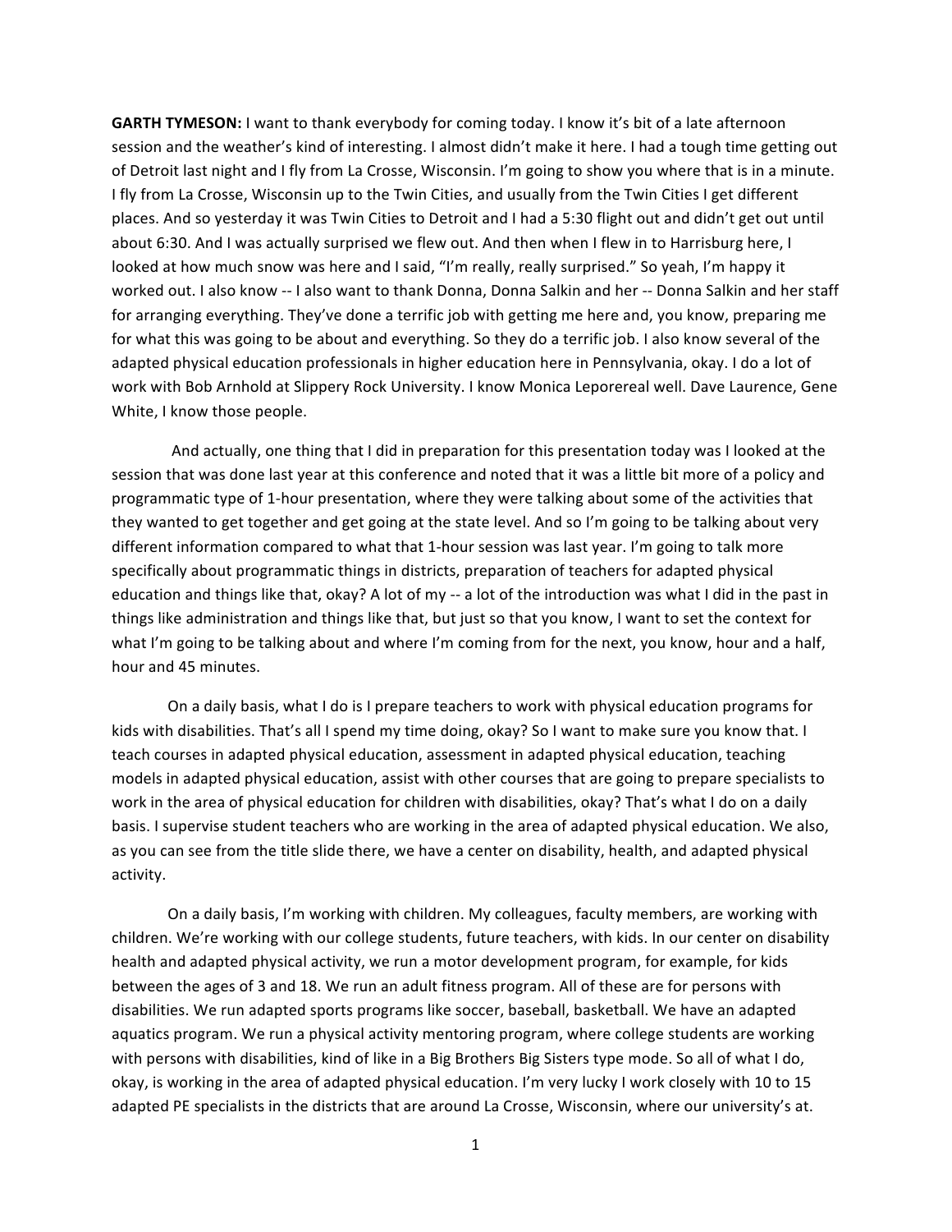**GARTH TYMESON:** I want to thank everybody for coming today. I know it's bit of a late afternoon session and the weather's kind of interesting. I almost didn't make it here. I had a tough time getting out of Detroit last night and I fly from La Crosse, Wisconsin. I'm going to show you where that is in a minute. I fly from La Crosse, Wisconsin up to the Twin Cities, and usually from the Twin Cities I get different places. And so yesterday it was Twin Cities to Detroit and I had a 5:30 flight out and didn't get out until about 6:30. And I was actually surprised we flew out. And then when I flew in to Harrisburg here, I looked at how much snow was here and I said, "I'm really, really surprised." So yeah, I'm happy it worked out. I also know -- I also want to thank Donna, Donna Salkin and her -- Donna Salkin and her staff for arranging everything. They've done a terrific job with getting me here and, you know, preparing me for what this was going to be about and everything. So they do a terrific job. I also know several of the adapted physical education professionals in higher education here in Pennsylvania, okay. I do a lot of work with Bob Arnhold at Slippery Rock University. I know Monica Leporereal well. Dave Laurence, Gene White, I know those people.

And actually, one thing that I did in preparation for this presentation today was I looked at the session that was done last year at this conference and noted that it was a little bit more of a policy and programmatic type of 1-hour presentation, where they were talking about some of the activities that they wanted to get together and get going at the state level. And so I'm going to be talking about very different information compared to what that 1-hour session was last year. I'm going to talk more specifically about programmatic things in districts, preparation of teachers for adapted physical education and things like that, okay? A lot of my -- a lot of the introduction was what I did in the past in things like administration and things like that, but just so that you know, I want to set the context for what I'm going to be talking about and where I'm coming from for the next, you know, hour and a half, hour and 45 minutes.

On a daily basis, what I do is I prepare teachers to work with physical education programs for kids with disabilities. That's all I spend my time doing, okay? So I want to make sure you know that. I teach courses in adapted physical education, assessment in adapted physical education, teaching models in adapted physical education, assist with other courses that are going to prepare specialists to work in the area of physical education for children with disabilities, okay? That's what I do on a daily basis. I supervise student teachers who are working in the area of adapted physical education. We also, as you can see from the title slide there, we have a center on disability, health, and adapted physical activity.

On a daily basis, I'm working with children. My colleagues, faculty members, are working with children. We're working with our college students, future teachers, with kids. In our center on disability health and adapted physical activity, we run a motor development program, for example, for kids between the ages of 3 and 18. We run an adult fitness program. All of these are for persons with disabilities. We run adapted sports programs like soccer, baseball, basketball. We have an adapted aquatics program. We run a physical activity mentoring program, where college students are working with persons with disabilities, kind of like in a Big Brothers Big Sisters type mode. So all of what I do, okay, is working in the area of adapted physical education. I'm very lucky I work closely with 10 to 15 adapted PE specialists in the districts that are around La Crosse, Wisconsin, where our university's at.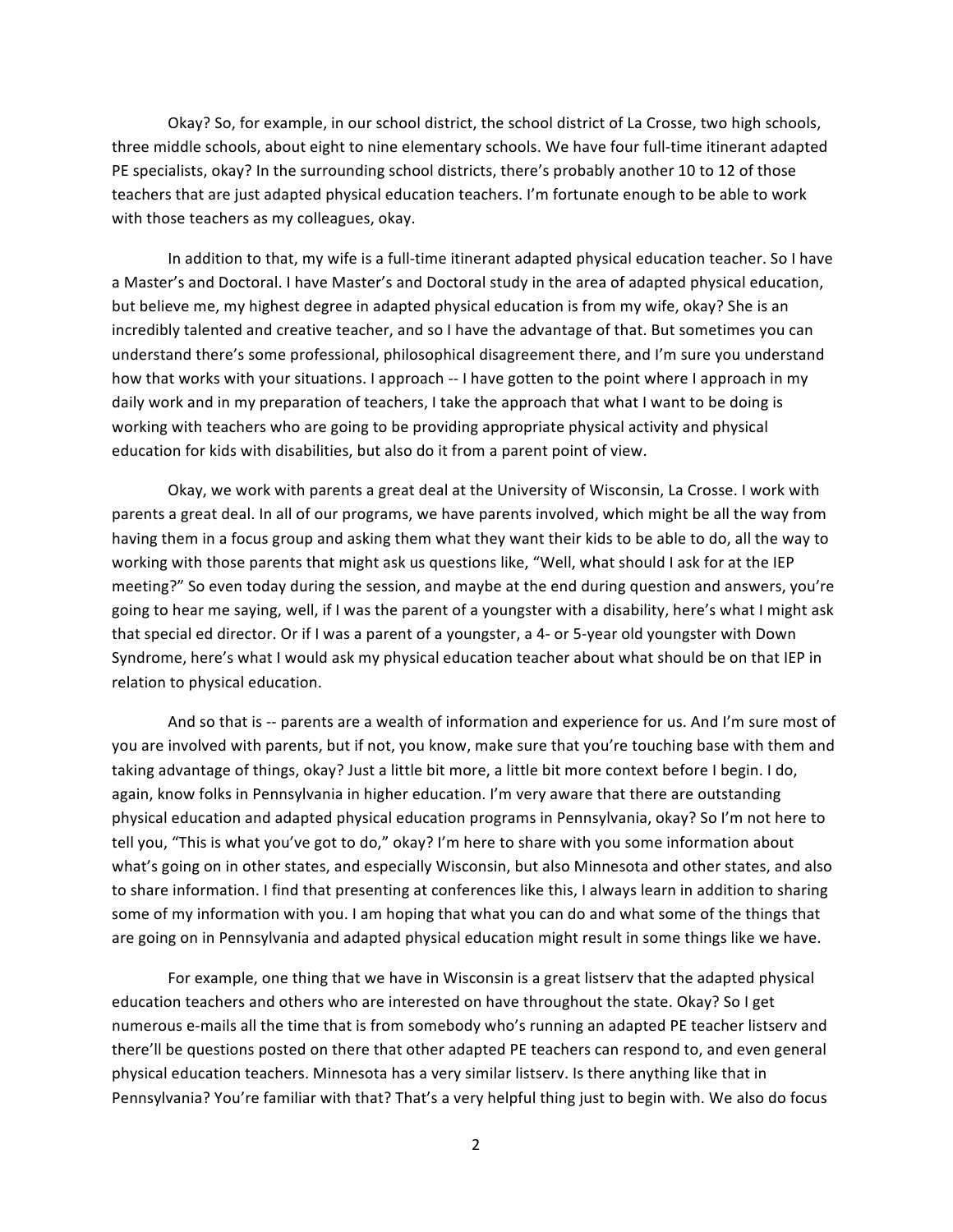Okay? So, for example, in our school district, the school district of La Crosse, two high schools, three middle schools, about eight to nine elementary schools. We have four full-time itinerant adapted PE specialists, okay? In the surrounding school districts, there's probably another 10 to 12 of those teachers that are just adapted physical education teachers. I'm fortunate enough to be able to work with those teachers as my colleagues, okay.

In addition to that, my wife is a full-time itinerant adapted physical education teacher. So I have a Master's and Doctoral. I have Master's and Doctoral study in the area of adapted physical education, but believe me, my highest degree in adapted physical education is from my wife, okay? She is an incredibly talented and creative teacher, and so I have the advantage of that. But sometimes you can understand there's some professional, philosophical disagreement there, and I'm sure you understand how that works with your situations. I approach -- I have gotten to the point where I approach in my daily work and in my preparation of teachers, I take the approach that what I want to be doing is working with teachers who are going to be providing appropriate physical activity and physical education for kids with disabilities, but also do it from a parent point of view.

Okay, we work with parents a great deal at the University of Wisconsin, La Crosse. I work with parents a great deal. In all of our programs, we have parents involved, which might be all the way from having them in a focus group and asking them what they want their kids to be able to do, all the way to working with those parents that might ask us questions like, "Well, what should I ask for at the IEP meeting?" So even today during the session, and maybe at the end during question and answers, you're going to hear me saying, well, if I was the parent of a youngster with a disability, here's what I might ask that special ed director. Or if I was a parent of a youngster, a 4- or 5-year old youngster with Down Syndrome, here's what I would ask my physical education teacher about what should be on that IEP in relation to physical education.

And so that is -- parents are a wealth of information and experience for us. And I'm sure most of you are involved with parents, but if not, you know, make sure that you're touching base with them and taking advantage of things, okay? Just a little bit more, a little bit more context before I begin. I do, again, know folks in Pennsylvania in higher education. I'm very aware that there are outstanding physical education and adapted physical education programs in Pennsylvania, okay? So I'm not here to tell you, "This is what you've got to do," okay? I'm here to share with you some information about what's going on in other states, and especially Wisconsin, but also Minnesota and other states, and also to share information. I find that presenting at conferences like this, I always learn in addition to sharing some of my information with you. I am hoping that what you can do and what some of the things that are going on in Pennsylvania and adapted physical education might result in some things like we have.

For example, one thing that we have in Wisconsin is a great listserv that the adapted physical education teachers and others who are interested on have throughout the state. Okay? So I get numerous e-mails all the time that is from somebody who's running an adapted PE teacher listserv and there'll be questions posted on there that other adapted PE teachers can respond to, and even general physical education teachers. Minnesota has a very similar listserv. Is there anything like that in Pennsylvania? You're familiar with that? That's a very helpful thing just to begin with. We also do focus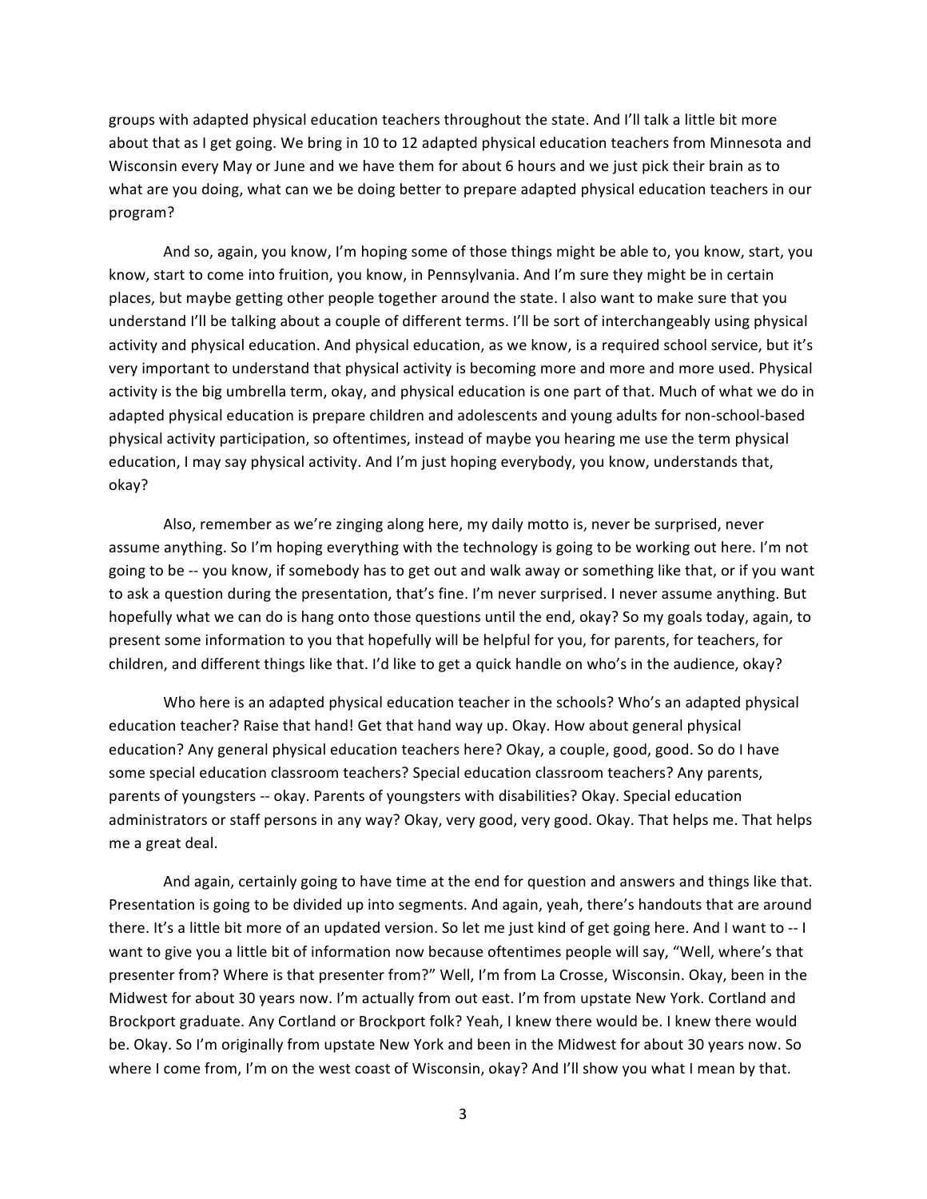groups with adapted physical education teachers throughout the state. And I'll talk a little bit more about that as I get going. We bring in 10 to 12 adapted physical education teachers from Minnesota and Wisconsin every May or June and we have them for about 6 hours and we just pick their brain as to what are you doing, what can we be doing better to prepare adapted physical education teachers in our program?

And so, again, you know, I'm hoping some of those things might be able to, you know, start, you know, start to come into fruition, you know, in Pennsylvania. And I'm sure they might be in certain places, but maybe getting other people together around the state. I also want to make sure that you understand I'll be talking about a couple of different terms. I'll be sort of interchangeably using physical activity and physical education. And physical education, as we know, is a required school service, but it's very important to understand that physical activity is becoming more and more and more used. Physical activity is the big umbrella term, okay, and physical education is one part of that. Much of what we do in adapted physical education is prepare children and adolescents and young adults for non-school-based physical activity participation, so oftentimes, instead of maybe you hearing me use the term physical education, I may say physical activity. And I'm just hoping everybody, you know, understands that, okay?

Also, remember as we're zinging along here, my daily motto is, never be surprised, never assume anything. So I'm hoping everything with the technology is going to be working out here. I'm not going to be -- you know, if somebody has to get out and walk away or something like that, or if you want to ask a question during the presentation, that's fine. I'm never surprised. I never assume anything. But hopefully what we can do is hang onto those questions until the end, okay? So my goals today, again, to present some information to you that hopefully will be helpful for you, for parents, for teachers, for children, and different things like that. I'd like to get a quick handle on who's in the audience, okay?

Who here is an adapted physical education teacher in the schools? Who's an adapted physical education teacher? Raise that hand! Get that hand way up. Okay. How about general physical education? Any general physical education teachers here? Okay, a couple, good, good. So do I have some special education classroom teachers? Special education classroom teachers? Any parents, parents of youngsters -- okay. Parents of youngsters with disabilities? Okay. Special education administrators or staff persons in any way? Okay, very good, very good. Okay. That helps me. That helps me a great deal.

And again, certainly going to have time at the end for question and answers and things like that. Presentation is going to be divided up into segments. And again, yeah, there's handouts that are around there. It's a little bit more of an updated version. So let me just kind of get going here. And I want to -- I want to give you a little bit of information now because oftentimes people will say, "Well, where's that presenter from? Where is that presenter from?" Well, I'm from La Crosse, Wisconsin. Okay, been in the Midwest for about 30 years now. I'm actually from out east. I'm from upstate New York. Cortland and Brockport graduate. Any Cortland or Brockport folk? Yeah, I knew there would be. I knew there would be. Okay. So I'm originally from upstate New York and been in the Midwest for about 30 years now. So where I come from, I'm on the west coast of Wisconsin, okay? And I'll show you what I mean by that.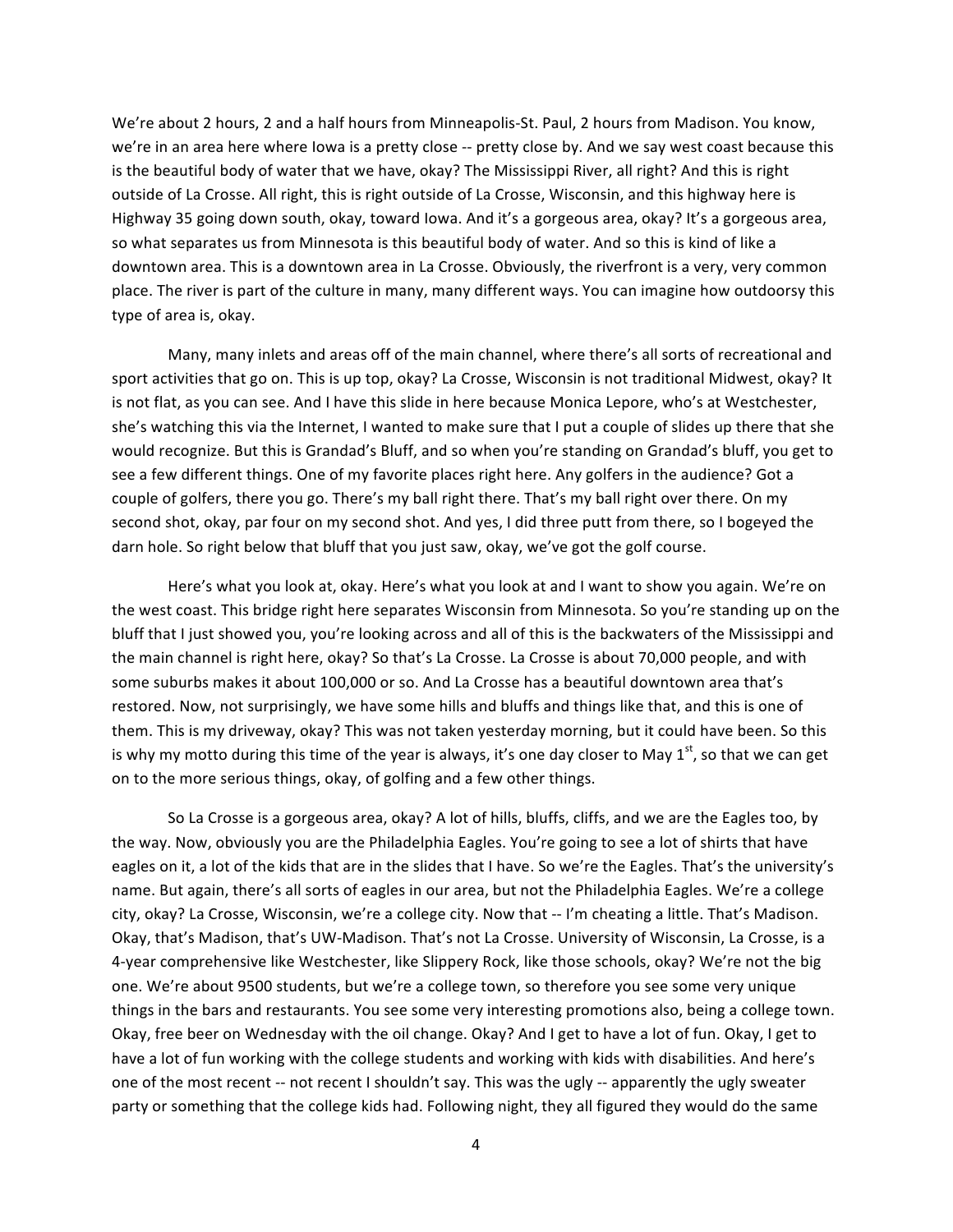We're about 2 hours, 2 and a half hours from Minneapolis-St. Paul, 2 hours from Madison. You know, we're in an area here where Iowa is a pretty close -- pretty close by. And we say west coast because this is the beautiful body of water that we have, okay? The Mississippi River, all right? And this is right outside of La Crosse. All right, this is right outside of La Crosse, Wisconsin, and this highway here is Highway 35 going down south, okay, toward Iowa. And it's a gorgeous area, okay? It's a gorgeous area, so what separates us from Minnesota is this beautiful body of water. And so this is kind of like a downtown area. This is a downtown area in La Crosse. Obviously, the riverfront is a very, very common place. The river is part of the culture in many, many different ways. You can imagine how outdoorsy this type of area is, okay.

Many, many inlets and areas off of the main channel, where there's all sorts of recreational and sport activities that go on. This is up top, okay? La Crosse, Wisconsin is not traditional Midwest, okay? It is not flat, as you can see. And I have this slide in here because Monica Lepore, who's at Westchester, she's watching this via the Internet, I wanted to make sure that I put a couple of slides up there that she would recognize. But this is Grandad's Bluff, and so when you're standing on Grandad's bluff, you get to see a few different things. One of my favorite places right here. Any golfers in the audience? Got a couple of golfers, there you go. There's my ball right there. That's my ball right over there. On my second shot, okay, par four on my second shot. And yes, I did three putt from there, so I bogeyed the darn hole. So right below that bluff that you just saw, okay, we've got the golf course.

Here's what you look at, okay. Here's what you look at and I want to show you again. We're on the west coast. This bridge right here separates Wisconsin from Minnesota. So you're standing up on the bluff that I just showed you, you're looking across and all of this is the backwaters of the Mississippi and the main channel is right here, okay? So that's La Crosse. La Crosse is about 70,000 people, and with some suburbs makes it about 100,000 or so. And La Crosse has a beautiful downtown area that's restored. Now, not surprisingly, we have some hills and bluffs and things like that, and this is one of them. This is my driveway, okay? This was not taken yesterday morning, but it could have been. So this is why my motto during this time of the year is always, it's one day closer to May 1st, so that we can get on to the more serious things, okay, of golfing and a few other things.

So La Crosse is a gorgeous area, okay? A lot of hills, bluffs, cliffs, and we are the Eagles too, by the way. Now, obviously you are the Philadelphia Eagles. You're going to see a lot of shirts that have eagles on it, a lot of the kids that are in the slides that I have. So we're the Eagles. That's the university's name. But again, there's all sorts of eagles in our area, but not the Philadelphia Eagles. We're a college city, okay? La Crosse, Wisconsin, we're a college city. Now that -- I'm cheating a little. That's Madison. Okay, that's Madison, that's UW-Madison. That's not La Crosse. University of Wisconsin, La Crosse, is a 4-year comprehensive like Westchester, like Slippery Rock, like those schools, okay? We're not the big one. We're about 9500 students, but we're a college town, so therefore you see some very unique things in the bars and restaurants. You see some very interesting promotions also, being a college town. Okay, free beer on Wednesday with the oil change. Okay? And I get to have a lot of fun. Okay, I get to have a lot of fun working with the college students and working with kids with disabilities. And here's one of the most recent -- not recent I shouldn't say. This was the ugly -- apparently the ugly sweater party or something that the college kids had. Following night, they all figured they would do the same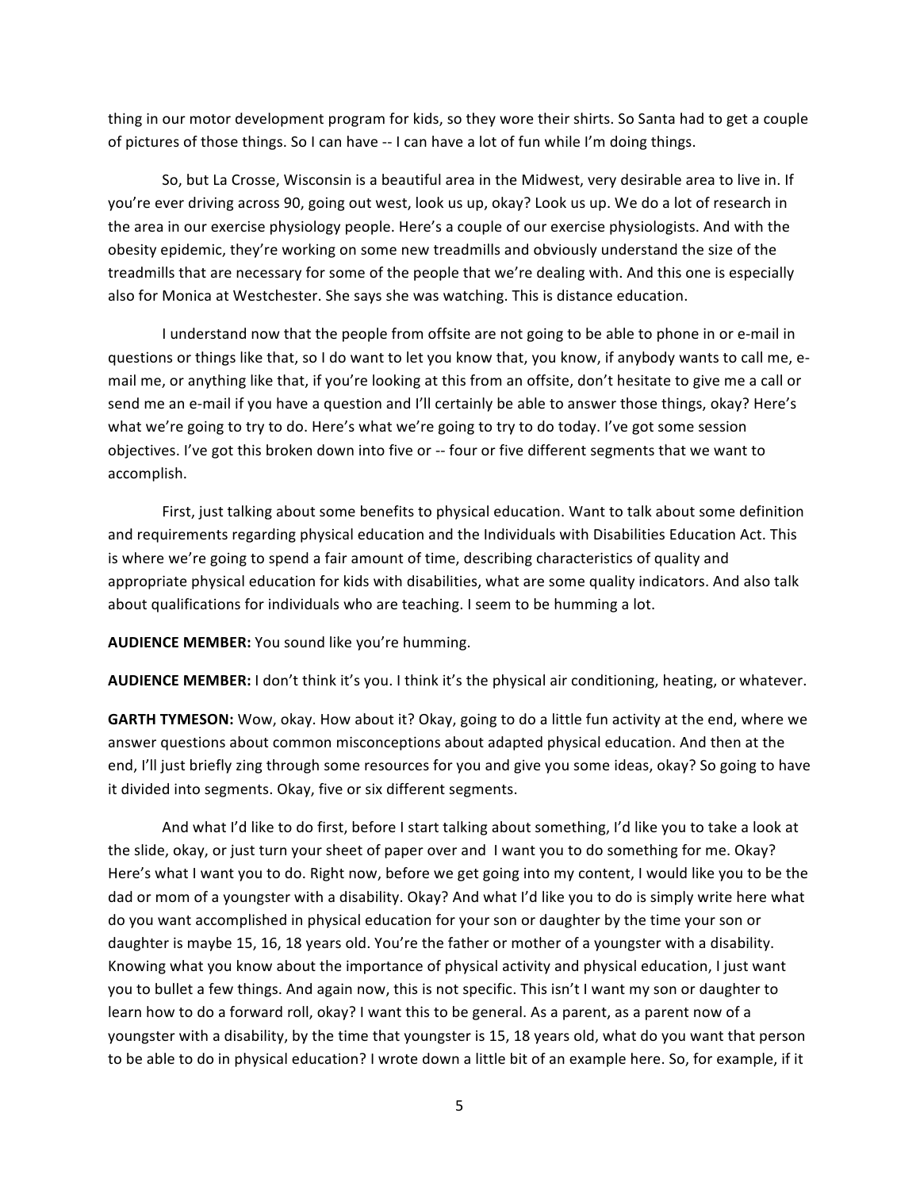thing in our motor development program for kids, so they wore their shirts. So Santa had to get a couple of pictures of those things. So I can have -- I can have a lot of fun while I'm doing things.

So, but La Crosse, Wisconsin is a beautiful area in the Midwest, very desirable area to live in. If you're ever driving across 90, going out west, look us up, okay? Look us up. We do a lot of research in the area in our exercise physiology people. Here's a couple of our exercise physiologists. And with the obesity epidemic, they're working on some new treadmills and obviously understand the size of the treadmills that are necessary for some of the people that we're dealing with. And this one is especially also for Monica at Westchester. She says she was watching. This is distance education.

I understand now that the people from offsite are not going to be able to phone in or e-mail in questions or things like that, so I do want to let you know that, you know, if anybody wants to call me, e-mail me, or anything like that, if you're looking at this from an offsite, don't hesitate to give me a call or send me an e-mail if you have a question and I'll certainly be able to answer those things, okay? Here's what we're going to try to do. Here's what we're going to try to do today. I've got some session objectives. I've got this broken down into five or -- four or five different segments that we want to accomplish.

First, just talking about some benefits to physical education. Want to talk about some definition and requirements regarding physical education and the Individuals with Disabilities Education Act. This is where we're going to spend a fair amount of time, describing characteristics of quality and appropriate physical education for kids with disabilities, what are some quality indicators. And also talk about qualifications for individuals who are teaching. I seem to be humming a lot.

**AUDIENCE MEMBER:** You sound like you're humming.

**AUDIENCE MEMBER:** I don't think it's you. I think it's the physical air conditioning, heating, or whatever.

**GARTH TYMESON:** Wow, okay. How about it? Okay, going to do a little fun activity at the end, where we answer questions about common misconceptions about adapted physical education. And then at the end, I'll just briefly zing through some resources for you and give you some ideas, okay? So going to have it divided into segments. Okay, five or six different segments.

And what I'd like to do first, before I start talking about something, I'd like you to take a look at the slide, okay, or just turn your sheet of paper over and I want you to do something for me. Okay? Here's what I want you to do. Right now, before we get going into my content, I would like you to be the dad or mom of a youngster with a disability. Okay? And what I'd like you to do is simply write here what do you want accomplished in physical education for your son or daughter by the time your son or daughter is maybe 15, 16, 18 years old. You're the father or mother of a youngster with a disability. Knowing what you know about the importance of physical activity and physical education, I just want you to bullet a few things. And again now, this is not specific. This isn't I want my son or daughter to learn how to do a forward roll, okay? I want this to be general. As a parent, as a parent now of a youngster with a disability, by the time that youngster is 15, 18 years old, what do you want that person to be able to do in physical education? I wrote down a little bit of an example here. So, for example, if it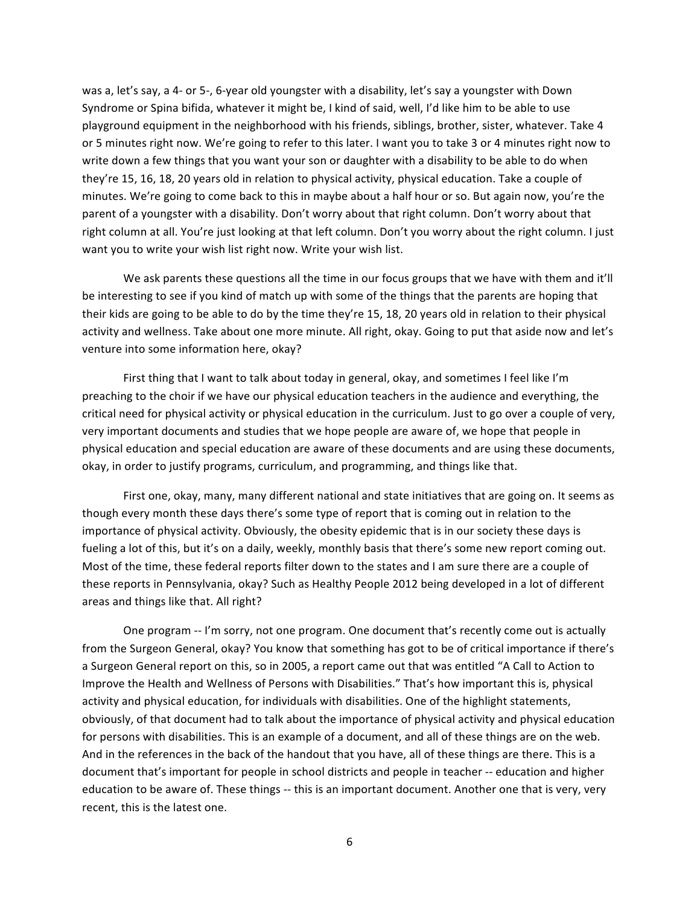was a, let's say, a 4- or 5-, 6-year old youngster with a disability, let's say a youngster with Down Syndrome or Spina bifida, whatever it might be, I kind of said, well, I'd like him to be able to use playground equipment in the neighborhood with his friends, siblings, brother, sister, whatever. Take 4 or 5 minutes right now. We're going to refer to this later. I want you to take 3 or 4 minutes right now to write down a few things that you want your son or daughter with a disability to be able to do when they're 15, 16, 18, 20 years old in relation to physical activity, physical education. Take a couple of minutes. We're going to come back to this in maybe about a half hour or so. But again now, you're the parent of a youngster with a disability. Don't worry about that right column. Don't worry about that right column at all. You're just looking at that left column. Don't you worry about the right column. I just want you to write your wish list right now. Write your wish list.

We ask parents these questions all the time in our focus groups that we have with them and it'll be interesting to see if you kind of match up with some of the things that the parents are hoping that their kids are going to be able to do by the time they're 15, 18, 20 years old in relation to their physical activity and wellness. Take about one more minute. All right, okay. Going to put that aside now and let's venture into some information here, okay?

First thing that I want to talk about today in general, okay, and sometimes I feel like I'm preaching to the choir if we have our physical education teachers in the audience and everything, the critical need for physical activity or physical education in the curriculum. Just to go over a couple of very, very important documents and studies that we hope people are aware of, we hope that people in physical education and special education are aware of these documents and are using these documents, okay, in order to justify programs, curriculum, and programming, and things like that.

First one, okay, many, many different national and state initiatives that are going on. It seems as though every month these days there's some type of report that is coming out in relation to the importance of physical activity. Obviously, the obesity epidemic that is in our society these days is fueling a lot of this, but it's on a daily, weekly, monthly basis that there's some new report coming out. Most of the time, these federal reports filter down to the states and I am sure there are a couple of these reports in Pennsylvania, okay? Such as Healthy People 2012 being developed in a lot of different areas and things like that. All right?

One program -- I'm sorry, not one program. One document that's recently come out is actually from the Surgeon General, okay? You know that something has got to be of critical importance if there's a Surgeon General report on this, so in 2005, a report came out that was entitled "A Call to Action to Improve the Health and Wellness of Persons with Disabilities." That's how important this is, physical activity and physical education, for individuals with disabilities. One of the highlight statements, obviously, of that document had to talk about the importance of physical activity and physical education for persons with disabilities. This is an example of a document, and all of these things are on the web. And in the references in the back of the handout that you have, all of these things are there. This is a document that's important for people in school districts and people in teacher -- education and higher education to be aware of. These things -- this is an important document. Another one that is very, very recent, this is the latest one.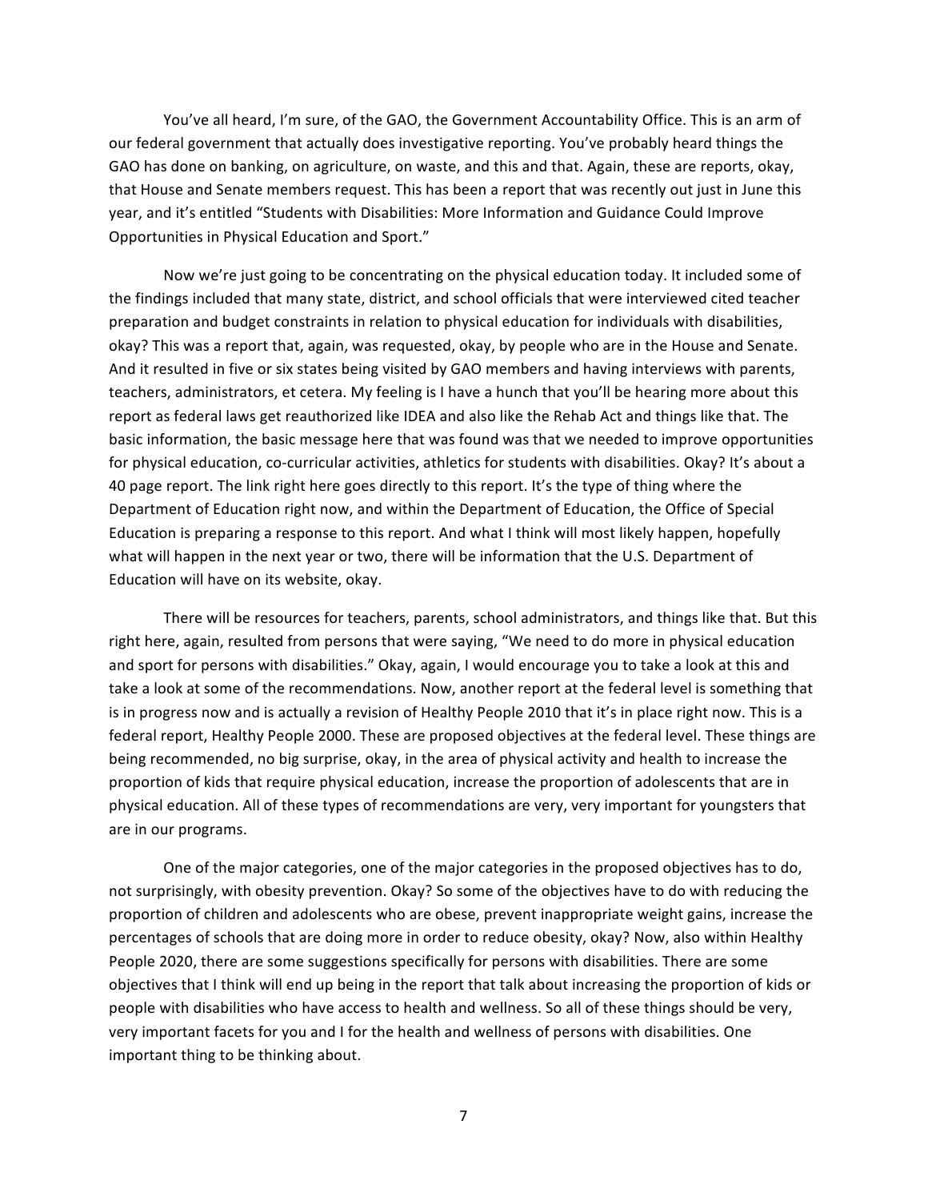You've all heard, I'm sure, of the GAO, the Government Accountability Office. This is an arm of our federal government that actually does investigative reporting. You've probably heard things the GAO has done on banking, on agriculture, on waste, and this and that. Again, these are reports, okay, that House and Senate members request. This has been a report that was recently out just in June this year, and it's entitled "Students with Disabilities: More Information and Guidance Could Improve Opportunities in Physical Education and Sport."

Now we're just going to be concentrating on the physical education today. It included some of the findings included that many state, district, and school officials that were interviewed cited teacher preparation and budget constraints in relation to physical education for individuals with disabilities, okay? This was a report that, again, was requested, okay, by people who are in the House and Senate. And it resulted in five or six states being visited by GAO members and having interviews with parents, teachers, administrators, et cetera. My feeling is I have a hunch that you'll be hearing more about this report as federal laws get reauthorized like IDEA and also like the Rehab Act and things like that. The basic information, the basic message here that was found was that we needed to improve opportunities for physical education, co-curricular activities, athletics for students with disabilities. Okay? It's about a 40 page report. The link right here goes directly to this report. It's the type of thing where the Department of Education right now, and within the Department of Education, the Office of Special Education is preparing a response to this report. And what I think will most likely happen, hopefully what will happen in the next year or two, there will be information that the U.S. Department of Education will have on its website, okay.

There will be resources for teachers, parents, school administrators, and things like that. But this right here, again, resulted from persons that were saying, "We need to do more in physical education and sport for persons with disabilities." Okay, again, I would encourage you to take a look at this and take a look at some of the recommendations. Now, another report at the federal level is something that is in progress now and is actually a revision of Healthy People 2010 that it's in place right now. This is a federal report, Healthy People 2000. These are proposed objectives at the federal level. These things are being recommended, no big surprise, okay, in the area of physical activity and health to increase the proportion of kids that require physical education, increase the proportion of adolescents that are in physical education. All of these types of recommendations are very, very important for youngsters that are in our programs.

One of the major categories, one of the major categories in the proposed objectives has to do, not surprisingly, with obesity prevention. Okay? So some of the objectives have to do with reducing the proportion of children and adolescents who are obese, prevent inappropriate weight gains, increase the percentages of schools that are doing more in order to reduce obesity, okay? Now, also within Healthy People 2020, there are some suggestions specifically for persons with disabilities. There are some objectives that I think will end up being in the report that talk about increasing the proportion of kids or people with disabilities who have access to health and wellness. So all of these things should be very, very important facets for you and I for the health and wellness of persons with disabilities. One important thing to be thinking about.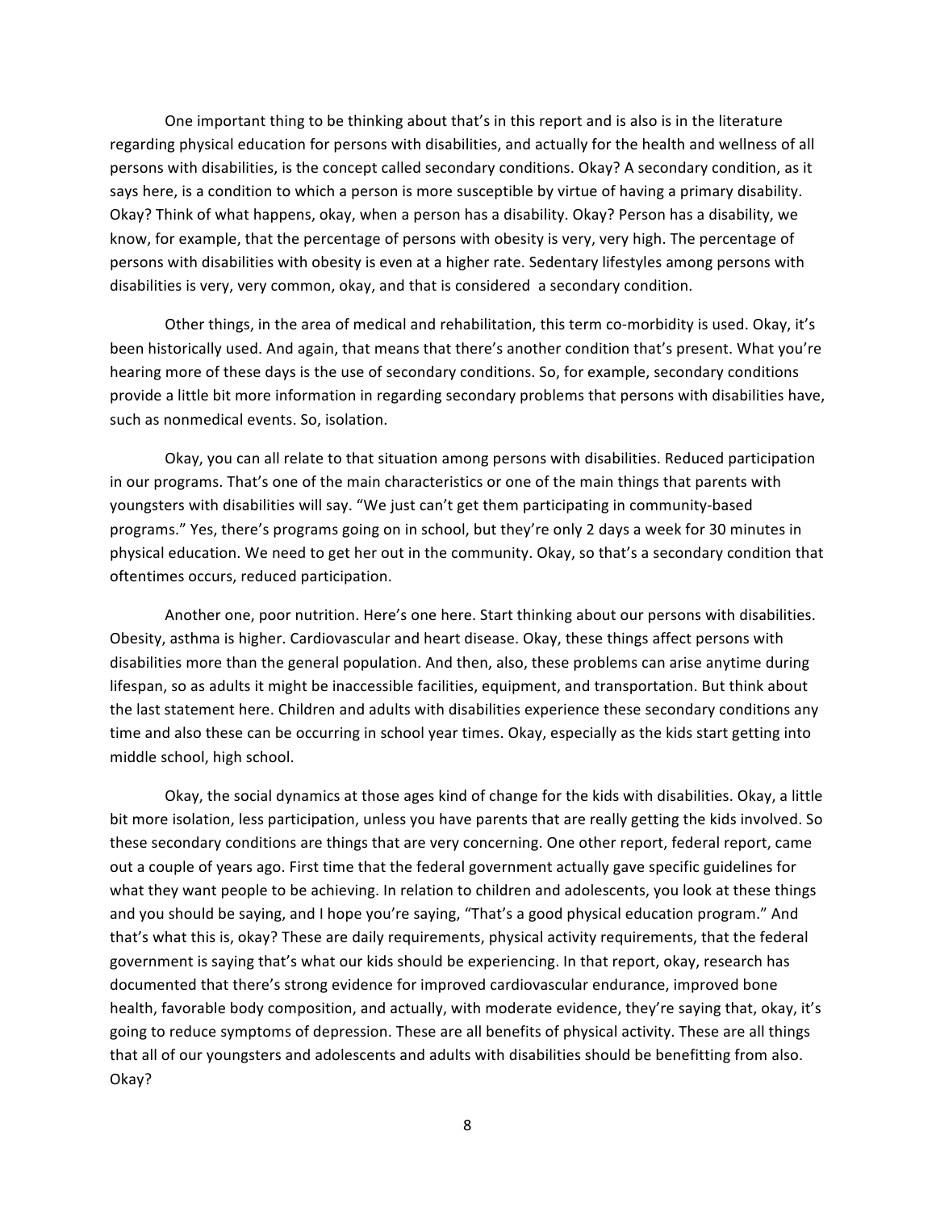One important thing to be thinking about that's in this report and is also is in the literature regarding physical education for persons with disabilities, and actually for the health and wellness of all persons with disabilities, is the concept called secondary conditions. Okay? A secondary condition, as it says here, is a condition to which a person is more susceptible by virtue of having a primary disability. Okay? Think of what happens, okay, when a person has a disability. Okay? Person has a disability, we know, for example, that the percentage of persons with obesity is very, very high. The percentage of persons with disabilities with obesity is even at a higher rate. Sedentary lifestyles among persons with disabilities is very, very common, okay, and that is considered a secondary condition.

Other things, in the area of medical and rehabilitation, this term co-morbidity is used. Okay, it's been historically used. And again, that means that there's another condition that's present. What you're hearing more of these days is the use of secondary conditions. So, for example, secondary conditions provide a little bit more information in regarding secondary problems that persons with disabilities have, such as nonmedical events. So, isolation.

Okay, you can all relate to that situation among persons with disabilities. Reduced participation in our programs. That's one of the main characteristics or one of the main things that parents with youngsters with disabilities will say. "We just can't get them participating in community-based programs." Yes, there's programs going on in school, but they're only 2 days a week for 30 minutes in physical education. We need to get her out in the community. Okay, so that's a secondary condition that oftentimes occurs, reduced participation.

Another one, poor nutrition. Here's one here. Start thinking about our persons with disabilities. Obesity, asthma is higher. Cardiovascular and heart disease. Okay, these things affect persons with disabilities more than the general population. And then, also, these problems can arise anytime during lifespan, so as adults it might be inaccessible facilities, equipment, and transportation. But think about the last statement here. Children and adults with disabilities experience these secondary conditions any time and also these can be occurring in school year times. Okay, especially as the kids start getting into middle school, high school.

Okay, the social dynamics at those ages kind of change for the kids with disabilities. Okay, a little bit more isolation, less participation, unless you have parents that are really getting the kids involved. So these secondary conditions are things that are very concerning. One other report, federal report, came out a couple of years ago. First time that the federal government actually gave specific guidelines for what they want people to be achieving. In relation to children and adolescents, you look at these things and you should be saying, and I hope you're saying, "That's a good physical education program." And that's what this is, okay? These are daily requirements, physical activity requirements, that the federal government is saying that's what our kids should be experiencing. In that report, okay, research has documented that there's strong evidence for improved cardiovascular endurance, improved bone health, favorable body composition, and actually, with moderate evidence, they're saying that, okay, it's going to reduce symptoms of depression. These are all benefits of physical activity. These are all things that all of our youngsters and adolescents and adults with disabilities should be benefitting from also. Okay?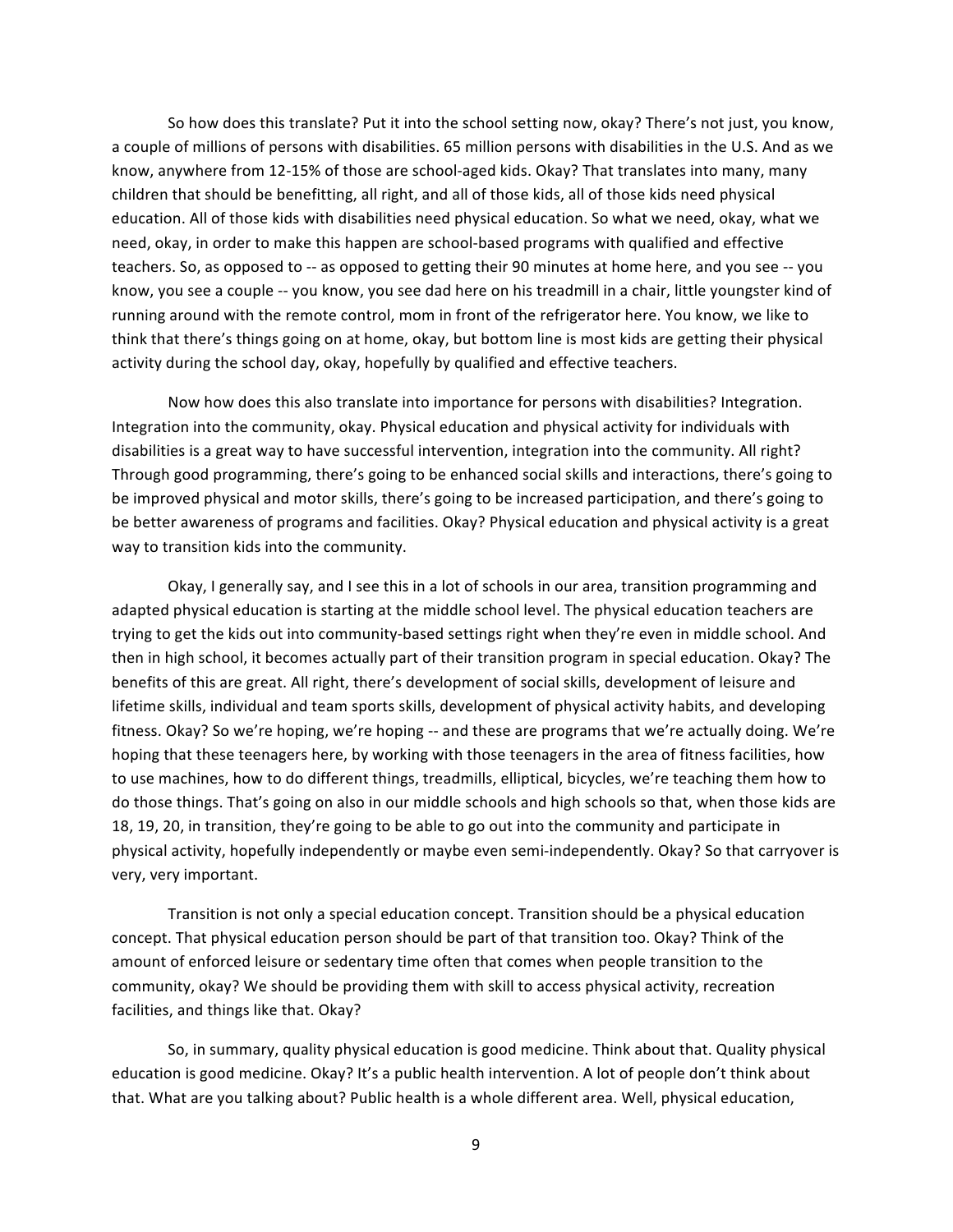So how does this translate? Put it into the school setting now, okay? There's not just, you know, a couple of millions of persons with disabilities. 65 million persons with disabilities in the U.S. And as we know, anywhere from 12-15% of those are school-aged kids. Okay? That translates into many, many children that should be benefitting, all right, and all of those kids, all of those kids need physical education. All of those kids with disabilities need physical education. So what we need, okay, what we need, okay, in order to make this happen are school-based programs with qualified and effective teachers. So, as opposed to -- as opposed to getting their 90 minutes at home here, and you see -- you know, you see a couple -- you know, you see dad here on his treadmill in a chair, little youngster kind of running around with the remote control, mom in front of the refrigerator here. You know, we like to think that there's things going on at home, okay, but bottom line is most kids are getting their physical activity during the school day, okay, hopefully by qualified and effective teachers.

Now how does this also translate into importance for persons with disabilities? Integration. Integration into the community, okay. Physical education and physical activity for individuals with disabilities is a great way to have successful intervention, integration into the community. All right? Through good programming, there's going to be enhanced social skills and interactions, there's going to be improved physical and motor skills, there's going to be increased participation, and there's going to be better awareness of programs and facilities. Okay? Physical education and physical activity is a great way to transition kids into the community.

Okay, I generally say, and I see this in a lot of schools in our area, transition programming and adapted physical education is starting at the middle school level. The physical education teachers are trying to get the kids out into community-based settings right when they're even in middle school. And then in high school, it becomes actually part of their transition program in special education. Okay? The benefits of this are great. All right, there's development of social skills, development of leisure and lifetime skills, individual and team sports skills, development of physical activity habits, and developing fitness. Okay? So we're hoping, we're hoping -- and these are programs that we're actually doing. We're hoping that these teenagers here, by working with those teenagers in the area of fitness facilities, how to use machines, how to do different things, treadmills, elliptical, bicycles, we're teaching them how to do those things. That's going on also in our middle schools and high schools so that, when those kids are 18, 19, 20, in transition, they're going to be able to go out into the community and participate in physical activity, hopefully independently or maybe even semi-independently. Okay? So that carryover is very, very important.

Transition is not only a special education concept. Transition should be a physical education concept. That physical education person should be part of that transition too. Okay? Think of the amount of enforced leisure or sedentary time often that comes when people transition to the community, okay? We should be providing them with skill to access physical activity, recreation facilities, and things like that. Okay?

So, in summary, quality physical education is good medicine. Think about that. Quality physical education is good medicine. Okay? It's a public health intervention. A lot of people don't think about that. What are you talking about? Public health is a whole different area. Well, physical education,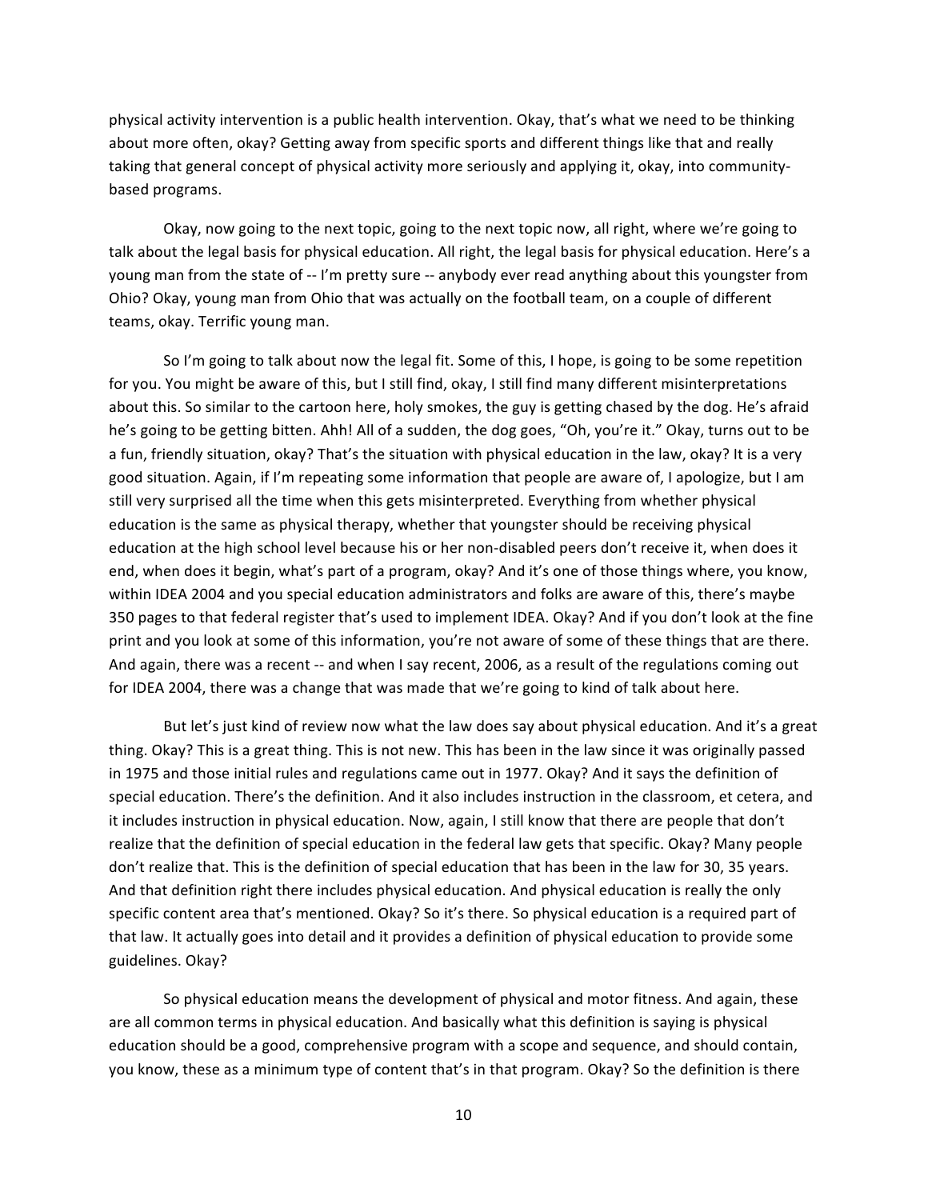physical activity intervention is a public health intervention. Okay, that's what we need to be thinking about more often, okay? Getting away from specific sports and different things like that and really taking that general concept of physical activity more seriously and applying it, okay, into community-based programs.

Okay, now going to the next topic, going to the next topic now, all right, where we're going to talk about the legal basis for physical education. All right, the legal basis for physical education. Here's a young man from the state of -- I'm pretty sure -- anybody ever read anything about this youngster from Ohio? Okay, young man from Ohio that was actually on the football team, on a couple of different teams, okay. Terrific young man.

So I'm going to talk about now the legal fit. Some of this, I hope, is going to be some repetition for you. You might be aware of this, but I still find, okay, I still find many different misinterpretations about this. So similar to the cartoon here, holy smokes, the guy is getting chased by the dog. He's afraid he's going to be getting bitten. Ahh! All of a sudden, the dog goes, "Oh, you're it." Okay, turns out to be a fun, friendly situation, okay? That's the situation with physical education in the law, okay? It is a very good situation. Again, if I'm repeating some information that people are aware of, I apologize, but I am still very surprised all the time when this gets misinterpreted. Everything from whether physical education is the same as physical therapy, whether that youngster should be receiving physical education at the high school level because his or her non-disabled peers don't receive it, when does it end, when does it begin, what's part of a program, okay? And it's one of those things where, you know, within IDEA 2004 and you special education administrators and folks are aware of this, there's maybe 350 pages to that federal register that's used to implement IDEA. Okay? And if you don't look at the fine print and you look at some of this information, you're not aware of some of these things that are there. And again, there was a recent -- and when I say recent, 2006, as a result of the regulations coming out for IDEA 2004, there was a change that was made that we're going to kind of talk about here.

But let's just kind of review now what the law does say about physical education. And it's a great thing. Okay? This is a great thing. This is not new. This has been in the law since it was originally passed in 1975 and those initial rules and regulations came out in 1977. Okay? And it says the definition of special education. There's the definition. And it also includes instruction in the classroom, et cetera, and it includes instruction in physical education. Now, again, I still know that there are people that don't realize that the definition of special education in the federal law gets that specific. Okay? Many people don't realize that. This is the definition of special education that has been in the law for 30, 35 years. And that definition right there includes physical education. And physical education is really the only specific content area that's mentioned. Okay? So it's there. So physical education is a required part of that law. It actually goes into detail and it provides a definition of physical education to provide some guidelines. Okay?

So physical education means the development of physical and motor fitness. And again, these are all common terms in physical education. And basically what this definition is saying is physical education should be a good, comprehensive program with a scope and sequence, and should contain, you know, these as a minimum type of content that's in that program. Okay? So the definition is there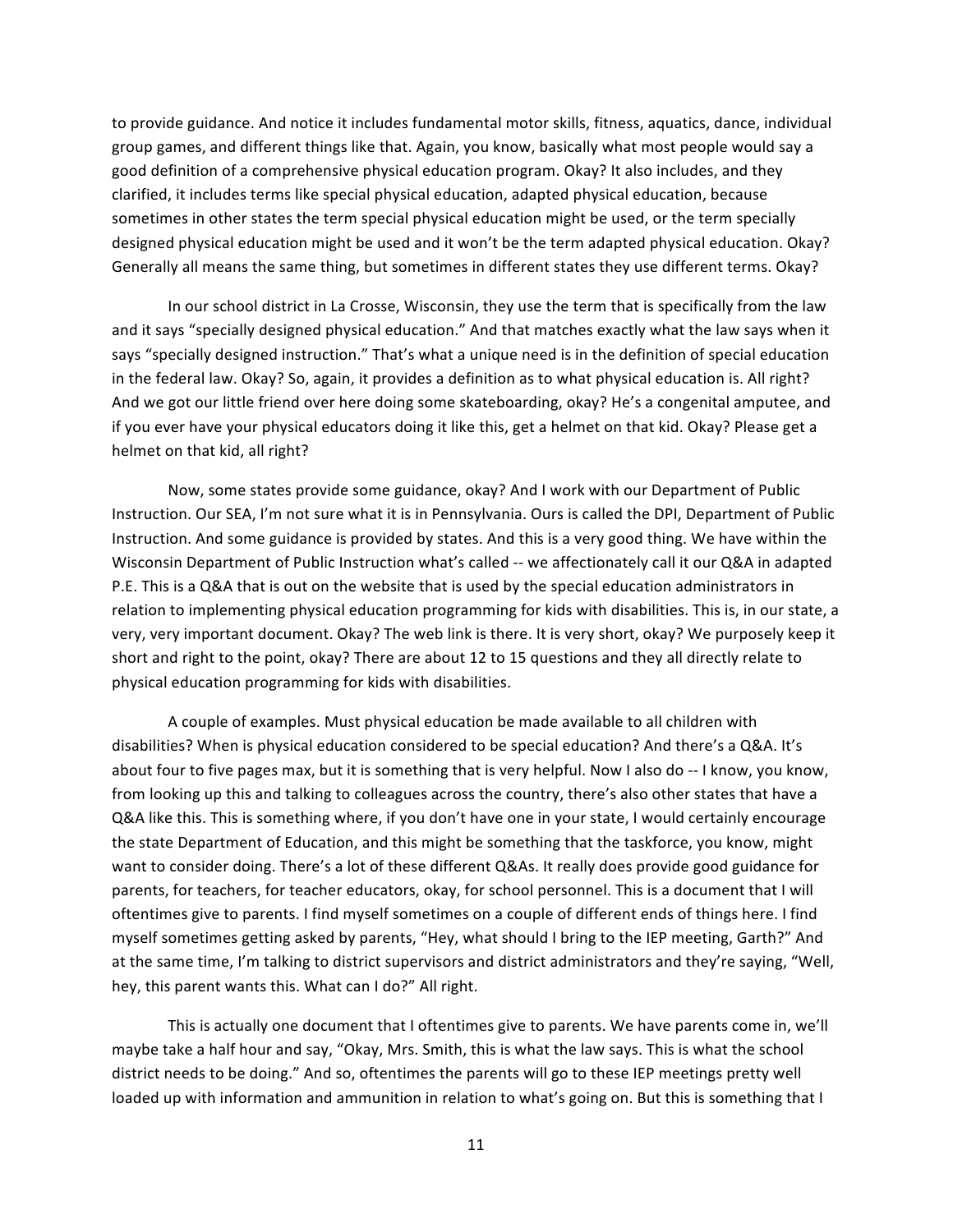to provide guidance. And notice it includes fundamental motor skills, fitness, aquatics, dance, individual group games, and different things like that. Again, you know, basically what most people would say a good definition of a comprehensive physical education program. Okay? It also includes, and they clarified, it includes terms like special physical education, adapted physical education, because sometimes in other states the term special physical education might be used, or the term specially designed physical education might be used and it won't be the term adapted physical education. Okay? Generally all means the same thing, but sometimes in different states they use different terms. Okay?

In our school district in La Crosse, Wisconsin, they use the term that is specifically from the law and it says "specially designed physical education." And that matches exactly what the law says when it says "specially designed instruction." That's what a unique need is in the definition of special education in the federal law. Okay? So, again, it provides a definition as to what physical education is. All right? And we got our little friend over here doing some skateboarding, okay? He's a congenital amputee, and if you ever have your physical educators doing it like this, get a helmet on that kid. Okay? Please get a helmet on that kid, all right?

Now, some states provide some guidance, okay? And I work with our Department of Public Instruction. Our SEA, I'm not sure what it is in Pennsylvania. Ours is called the DPI, Department of Public Instruction. And some guidance is provided by states. And this is a very good thing. We have within the Wisconsin Department of Public Instruction what's called -- we affectionately call it our Q&A in adapted P.E. This is a Q&A that is out on the website that is used by the special education administrators in relation to implementing physical education programming for kids with disabilities. This is, in our state, a very, very important document. Okay? The web link is there. It is very short, okay? We purposely keep it short and right to the point, okay? There are about 12 to 15 questions and they all directly relate to physical education programming for kids with disabilities.

A couple of examples. Must physical education be made available to all children with disabilities? When is physical education considered to be special education? And there's a Q&A. It's about four to five pages max, but it is something that is very helpful. Now I also do -- I know, you know, from looking up this and talking to colleagues across the country, there's also other states that have a Q&A like this. This is something where, if you don't have one in your state, I would certainly encourage the state Department of Education, and this might be something that the taskforce, you know, might want to consider doing. There's a lot of these different Q&As. It really does provide good guidance for parents, for teachers, for teacher educators, okay, for school personnel. This is a document that I will oftentimes give to parents. I find myself sometimes on a couple of different ends of things here. I find myself sometimes getting asked by parents, "Hey, what should I bring to the IEP meeting, Garth?" And at the same time, I'm talking to district supervisors and district administrators and they're saying, "Well, hey, this parent wants this. What can I do?" All right.

This is actually one document that I oftentimes give to parents. We have parents come in, we'll maybe take a half hour and say, "Okay, Mrs. Smith, this is what the law says. This is what the school district needs to be doing." And so, oftentimes the parents will go to these IEP meetings pretty well loaded up with information and ammunition in relation to what's going on. But this is something that I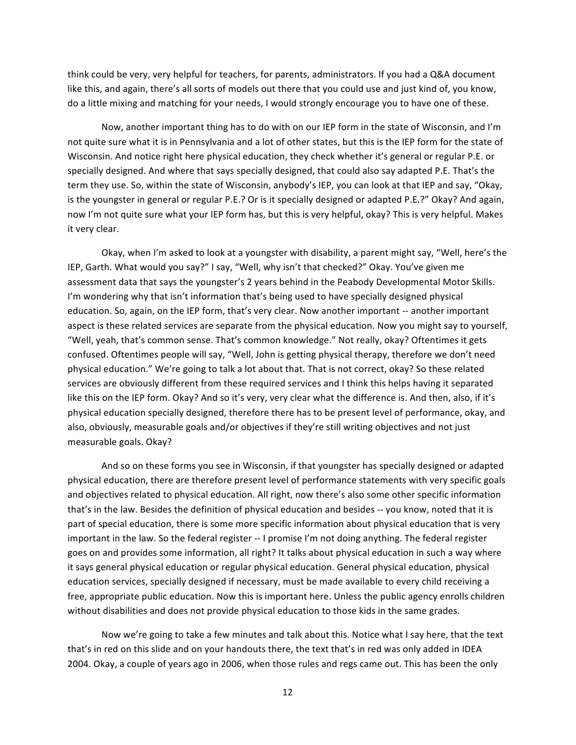think could be very, very helpful for teachers, for parents, administrators. If you had a Q&A document like this, and again, there's all sorts of models out there that you could use and just kind of, you know, do a little mixing and matching for your needs, I would strongly encourage you to have one of these.

Now, another important thing has to do with on our IEP form in the state of Wisconsin, and I'm not quite sure what it is in Pennsylvania and a lot of other states, but this is the IEP form for the state of Wisconsin. And notice right here physical education, they check whether it's general or regular P.E. or specially designed. And where that says specially designed, that could also say adapted P.E. That's the term they use. So, within the state of Wisconsin, anybody's IEP, you can look at that IEP and say, "Okay, is the youngster in general or regular P.E.? Or is it specially designed or adapted P.E.?" Okay? And again, now I'm not quite sure what your IEP form has, but this is very helpful, okay? This is very helpful. Makes it very clear.

Okay, when I'm asked to look at a youngster with disability, a parent might say, "Well, here's the IEP, Garth. What would you say?" I say, "Well, why isn't that checked?" Okay. You've given me assessment data that says the youngster's 2 years behind in the Peabody Developmental Motor Skills. I'm wondering why that isn't information that's being used to have specially designed physical education. So, again, on the IEP form, that's very clear. Now another important -- another important aspect is these related services are separate from the physical education. Now you might say to yourself, "Well, yeah, that's common sense. That's common knowledge." Not really, okay? Oftentimes it gets confused. Oftentimes people will say, "Well, John is getting physical therapy, therefore we don't need physical education." We're going to talk a lot about that. That is not correct, okay? So these related services are obviously different from these required services and I think this helps having it separated like this on the IEP form. Okay? And so it's very, very clear what the difference is. And then, also, if it's physical education specially designed, therefore there has to be present level of performance, okay, and also, obviously, measurable goals and/or objectives if they're still writing objectives and not just measurable goals. Okay?

And so on these forms you see in Wisconsin, if that youngster has specially designed or adapted physical education, there are therefore present level of performance statements with very specific goals and objectives related to physical education. All right, now there's also some other specific information that's in the law. Besides the definition of physical education and besides -- you know, noted that it is part of special education, there is some more specific information about physical education that is very important in the law. So the federal register -- I promise I'm not doing anything. The federal register goes on and provides some information, all right? It talks about physical education in such a way where it says general physical education or regular physical education. General physical education, physical education services, specially designed if necessary, must be made available to every child receiving a free, appropriate public education. Now this is important here. Unless the public agency enrolls children without disabilities and does not provide physical education to those kids in the same grades.

Now we're going to take a few minutes and talk about this. Notice what I say here, that the text that's in red on this slide and on your handouts there, the text that's in red was only added in IDEA 2004. Okay, a couple of years ago in 2006, when those rules and regs came out. This has been the only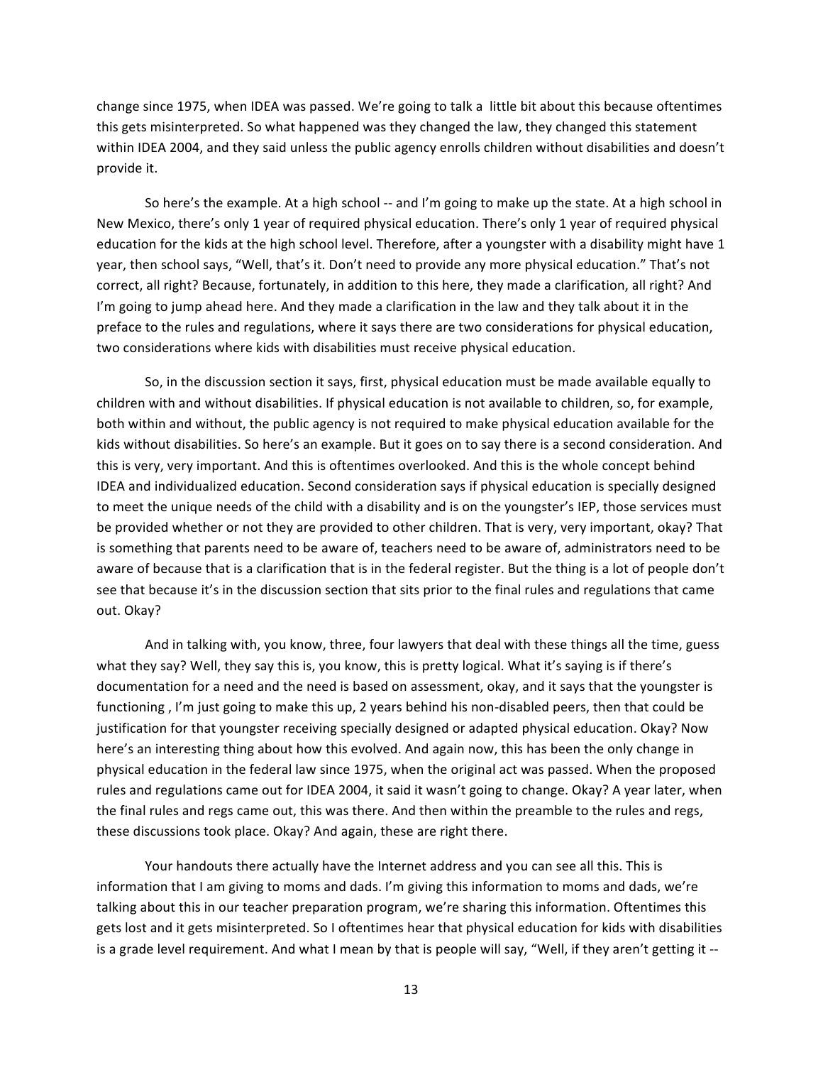change since 1975, when IDEA was passed. We're going to talk a  little bit about this because oftentimes this gets misinterpreted. So what happened was they changed the law, they changed this statement within IDEA 2004, and they said unless the public agency enrolls children without disabilities and doesn't provide it.

So here's the example. At a high school -- and I'm going to make up the state. At a high school in New Mexico, there's only 1 year of required physical education. There's only 1 year of required physical education for the kids at the high school level. Therefore, after a youngster with a disability might have 1 year, then school says, "Well, that's it. Don't need to provide any more physical education." That's not correct, all right? Because, fortunately, in addition to this here, they made a clarification, all right? And I'm going to jump ahead here. And they made a clarification in the law and they talk about it in the preface to the rules and regulations, where it says there are two considerations for physical education, two considerations where kids with disabilities must receive physical education.

So, in the discussion section it says, first, physical education must be made available equally to children with and without disabilities. If physical education is not available to children, so, for example, both within and without, the public agency is not required to make physical education available for the kids without disabilities. So here's an example. But it goes on to say there is a second consideration. And this is very, very important. And this is oftentimes overlooked. And this is the whole concept behind IDEA and individualized education. Second consideration says if physical education is specially designed to meet the unique needs of the child with a disability and is on the youngster's IEP, those services must be provided whether or not they are provided to other children. That is very, very important, okay? That is something that parents need to be aware of, teachers need to be aware of, administrators need to be aware of because that is a clarification that is in the federal register. But the thing is a lot of people don't see that because it's in the discussion section that sits prior to the final rules and regulations that came out. Okay?

And in talking with, you know, three, four lawyers that deal with these things all the time, guess what they say? Well, they say this is, you know, this is pretty logical. What it's saying is if there's documentation for a need and the need is based on assessment, okay, and it says that the youngster is functioning , I'm just going to make this up, 2 years behind his non-disabled peers, then that could be justification for that youngster receiving specially designed or adapted physical education. Okay? Now here's an interesting thing about how this evolved. And again now, this has been the only change in physical education in the federal law since 1975, when the original act was passed. When the proposed rules and regulations came out for IDEA 2004, it said it wasn't going to change. Okay? A year later, when the final rules and regs came out, this was there. And then within the preamble to the rules and regs, these discussions took place. Okay? And again, these are right there.

Your handouts there actually have the Internet address and you can see all this. This is information that I am giving to moms and dads. I'm giving this information to moms and dads, we're talking about this in our teacher preparation program, we're sharing this information. Oftentimes this gets lost and it gets misinterpreted. So I oftentimes hear that physical education for kids with disabilities is a grade level requirement. And what I mean by that is people will say, "Well, if they aren't getting it --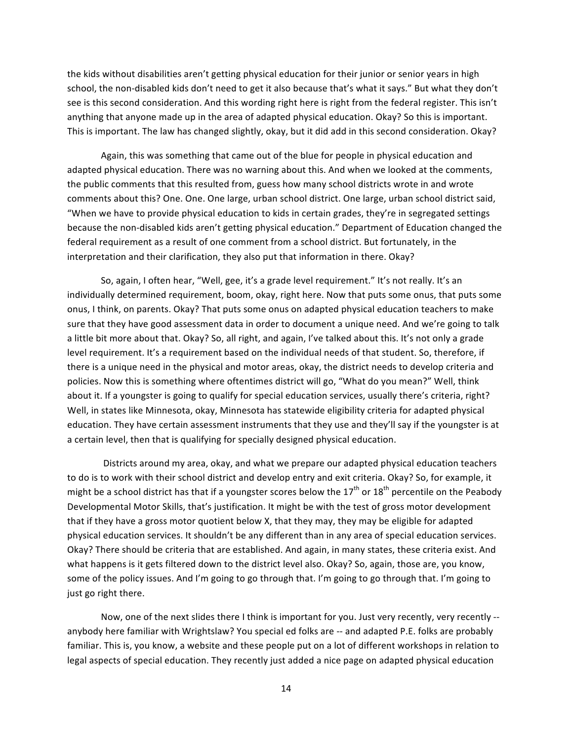the kids without disabilities aren't getting physical education for their junior or senior years in high school, the non-disabled kids don't need to get it also because that's what it says." But what they don't see is this second consideration. And this wording right here is right from the federal register. This isn't anything that anyone made up in the area of adapted physical education. Okay? So this is important. This is important. The law has changed slightly, okay, but it did add in this second consideration. Okay?

Again, this was something that came out of the blue for people in physical education and adapted physical education. There was no warning about this. And when we looked at the comments, the public comments that this resulted from, guess how many school districts wrote in and wrote comments about this? One. One. One large, urban school district. One large, urban school district said, "When we have to provide physical education to kids in certain grades, they're in segregated settings because the non-disabled kids aren't getting physical education." Department of Education changed the federal requirement as a result of one comment from a school district. But fortunately, in the interpretation and their clarification, they also put that information in there. Okay?

So, again, I often hear, "Well, gee, it's a grade level requirement." It's not really. It's an individually determined requirement, boom, okay, right here. Now that puts some onus, that puts some onus, I think, on parents. Okay? That puts some onus on adapted physical education teachers to make sure that they have good assessment data in order to document a unique need. And we're going to talk a little bit more about that. Okay? So, all right, and again, I've talked about this. It's not only a grade level requirement. It's a requirement based on the individual needs of that student. So, therefore, if there is a unique need in the physical and motor areas, okay, the district needs to develop criteria and policies. Now this is something where oftentimes district will go, "What do you mean?" Well, think about it. If a youngster is going to qualify for special education services, usually there's criteria, right? Well, in states like Minnesota, okay, Minnesota has statewide eligibility criteria for adapted physical education. They have certain assessment instruments that they use and they'll say if the youngster is at a certain level, then that is qualifying for specially designed physical education.

Districts around my area, okay, and what we prepare our adapted physical education teachers to do is to work with their school district and develop entry and exit criteria. Okay? So, for example, it might be a school district has that if a youngster scores below the 17th or 18th percentile on the Peabody Developmental Motor Skills, that's justification. It might be with the test of gross motor development that if they have a gross motor quotient below X, that they may, they may be eligible for adapted physical education services. It shouldn't be any different than in any area of special education services. Okay? There should be criteria that are established. And again, in many states, these criteria exist. And what happens is it gets filtered down to the district level also. Okay? So, again, those are, you know, some of the policy issues. And I'm going to go through that. I'm going to go through that. I'm going to just go right there.

Now, one of the next slides there I think is important for you. Just very recently, very recently -- anybody here familiar with Wrightslaw? You special ed folks are -- and adapted P.E. folks are probably familiar. This is, you know, a website and these people put on a lot of different workshops in relation to legal aspects of special education. They recently just added a nice page on adapted physical education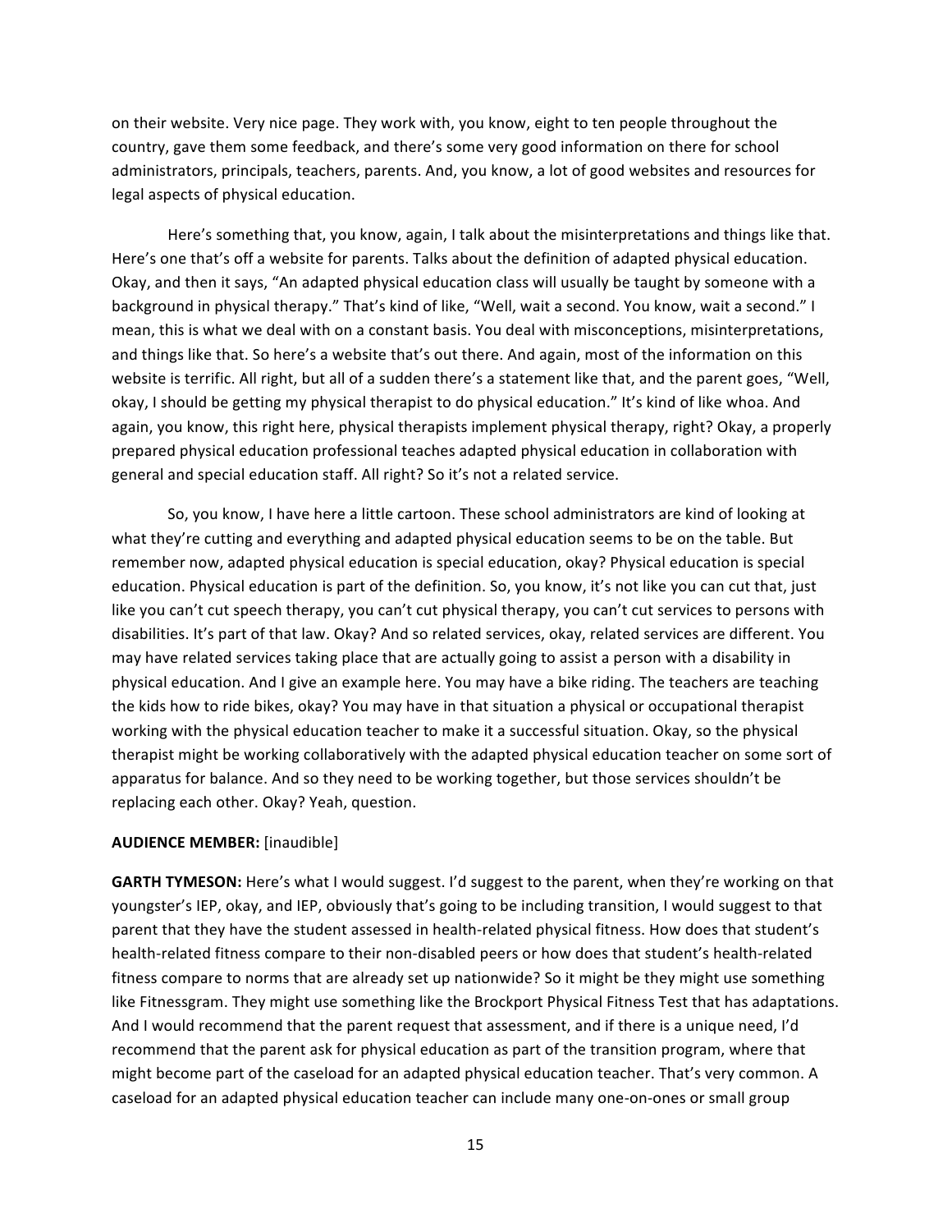on their website. Very nice page. They work with, you know, eight to ten people throughout the country, gave them some feedback, and there's some very good information on there for school administrators, principals, teachers, parents. And, you know, a lot of good websites and resources for legal aspects of physical education.

Here's something that, you know, again, I talk about the misinterpretations and things like that. Here's one that's off a website for parents. Talks about the definition of adapted physical education. Okay, and then it says, "An adapted physical education class will usually be taught by someone with a background in physical therapy." That's kind of like, "Well, wait a second. You know, wait a second." I mean, this is what we deal with on a constant basis. You deal with misconceptions, misinterpretations, and things like that. So here's a website that's out there. And again, most of the information on this website is terrific. All right, but all of a sudden there's a statement like that, and the parent goes, "Well, okay, I should be getting my physical therapist to do physical education." It's kind of like whoa. And again, you know, this right here, physical therapists implement physical therapy, right? Okay, a properly prepared physical education professional teaches adapted physical education in collaboration with general and special education staff. All right? So it's not a related service.

So, you know, I have here a little cartoon. These school administrators are kind of looking at what they're cutting and everything and adapted physical education seems to be on the table. But remember now, adapted physical education is special education, okay? Physical education is special education. Physical education is part of the definition. So, you know, it's not like you can cut that, just like you can't cut speech therapy, you can't cut physical therapy, you can't cut services to persons with disabilities. It's part of that law. Okay? And so related services, okay, related services are different. You may have related services taking place that are actually going to assist a person with a disability in physical education. And I give an example here. You may have a bike riding. The teachers are teaching the kids how to ride bikes, okay? You may have in that situation a physical or occupational therapist working with the physical education teacher to make it a successful situation. Okay, so the physical therapist might be working collaboratively with the adapted physical education teacher on some sort of apparatus for balance. And so they need to be working together, but those services shouldn't be replacing each other. Okay? Yeah, question.

**AUDIENCE MEMBER:** [inaudible]

**GARTH TYMESON:** Here's what I would suggest. I'd suggest to the parent, when they're working on that youngster's IEP, okay, and IEP, obviously that's going to be including transition, I would suggest to that parent that they have the student assessed in health-related physical fitness. How does that student's health-related fitness compare to their non-disabled peers or how does that student's health-related fitness compare to norms that are already set up nationwide? So it might be they might use something like Fitnessgram. They might use something like the Brockport Physical Fitness Test that has adaptations. And I would recommend that the parent request that assessment, and if there is a unique need, I'd recommend that the parent ask for physical education as part of the transition program, where that might become part of the caseload for an adapted physical education teacher. That's very common. A caseload for an adapted physical education teacher can include many one-on-ones or small group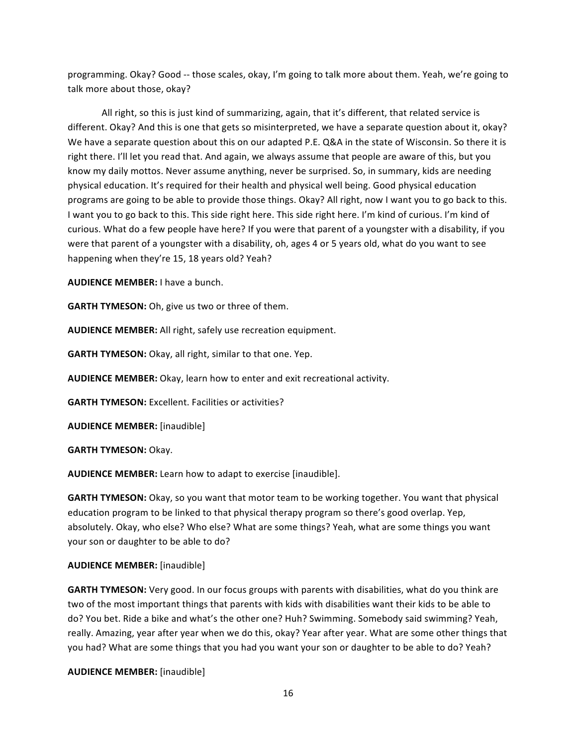programming. Okay? Good -- those scales, okay, I'm going to talk more about them. Yeah, we're going to talk more about those, okay?

All right, so this is just kind of summarizing, again, that it's different, that related service is different. Okay? And this is one that gets so misinterpreted, we have a separate question about it, okay? We have a separate question about this on our adapted P.E. Q&A in the state of Wisconsin. So there it is right there. I'll let you read that. And again, we always assume that people are aware of this, but you know my daily mottos. Never assume anything, never be surprised. So, in summary, kids are needing physical education. It's required for their health and physical well being. Good physical education programs are going to be able to provide those things. Okay? All right, now I want you to go back to this. I want you to go back to this. This side right here. This side right here. I'm kind of curious. I'm kind of curious. What do a few people have here? If you were that parent of a youngster with a disability, if you were that parent of a youngster with a disability, oh, ages 4 or 5 years old, what do you want to see happening when they're 15, 18 years old? Yeah?

**AUDIENCE MEMBER:** I have a bunch.

**GARTH TYMESON:** Oh, give us two or three of them.

**AUDIENCE MEMBER:** All right, safely use recreation equipment.

**GARTH TYMESON:** Okay, all right, similar to that one. Yep.

**AUDIENCE MEMBER:** Okay, learn how to enter and exit recreational activity.

**GARTH TYMESON:** Excellent. Facilities or activities?

**AUDIENCE MEMBER:** [inaudible]

**GARTH TYMESON:** Okay.

**AUDIENCE MEMBER:** Learn how to adapt to exercise [inaudible].

**GARTH TYMESON:** Okay, so you want that motor team to be working together. You want that physical education program to be linked to that physical therapy program so there's good overlap. Yep, absolutely. Okay, who else? Who else? What are some things? Yeah, what are some things you want your son or daughter to be able to do?

**AUDIENCE MEMBER:** [inaudible]

**GARTH TYMESON:** Very good. In our focus groups with parents with disabilities, what do you think are two of the most important things that parents with kids with disabilities want their kids to be able to do? You bet. Ride a bike and what's the other one? Huh? Swimming. Somebody said swimming? Yeah, really. Amazing, year after year when we do this, okay? Year after year. What are some other things that you had? What are some things that you had you want your son or daughter to be able to do? Yeah?

**AUDIENCE MEMBER:** [inaudible]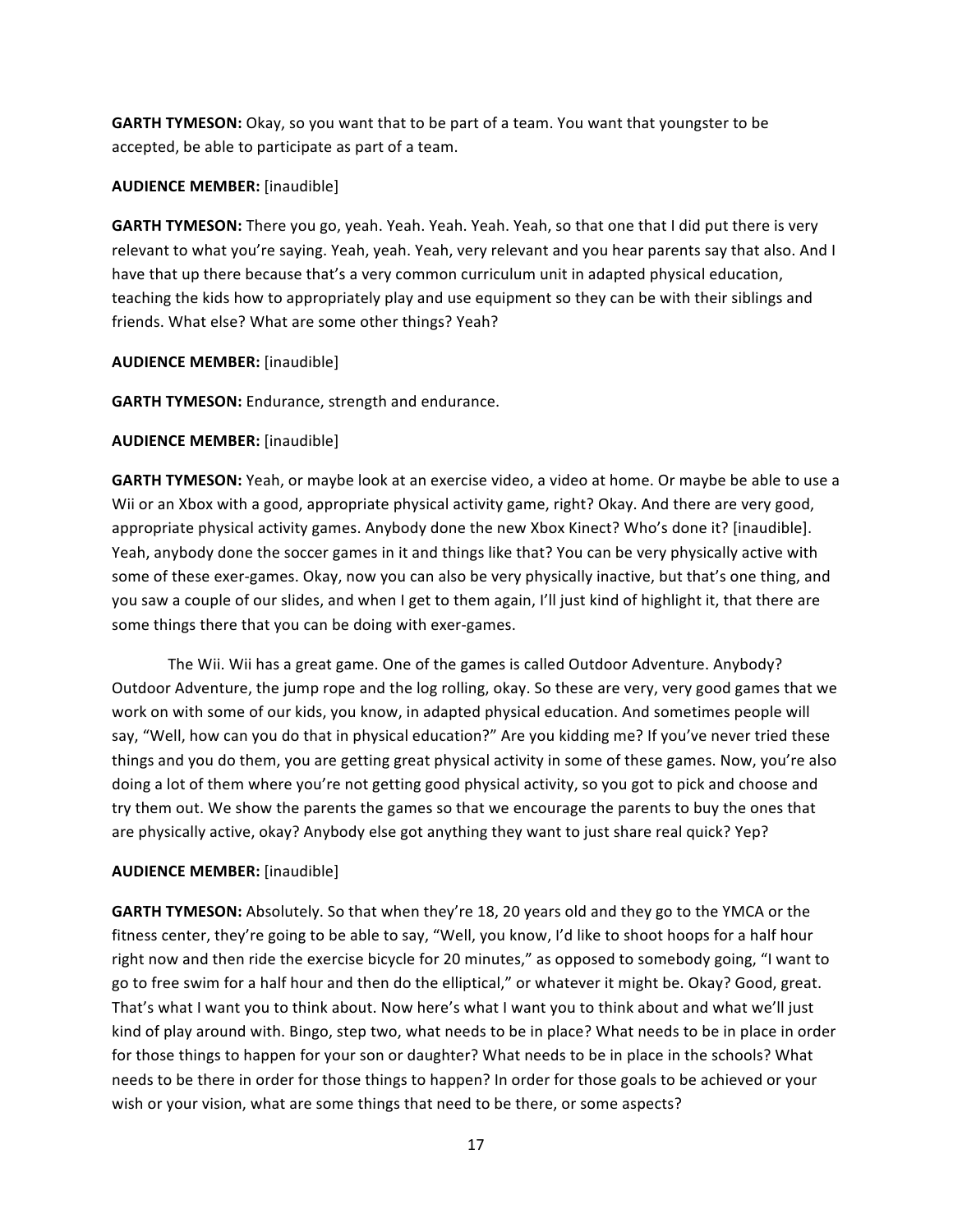**GARTH TYMESON:** Okay, so you want that to be part of a team. You want that youngster to be accepted, be able to participate as part of a team.

**AUDIENCE MEMBER:** [inaudible]

**GARTH TYMESON:** There you go, yeah. Yeah. Yeah. Yeah. Yeah, so that one that I did put there is very relevant to what you're saying. Yeah, yeah. Yeah, very relevant and you hear parents say that also. And I have that up there because that's a very common curriculum unit in adapted physical education, teaching the kids how to appropriately play and use equipment so they can be with their siblings and friends. What else? What are some other things? Yeah?

**AUDIENCE MEMBER:** [inaudible]

**GARTH TYMESON:** Endurance, strength and endurance.

**AUDIENCE MEMBER:** [inaudible]

**GARTH TYMESON:** Yeah, or maybe look at an exercise video, a video at home. Or maybe be able to use a Wii or an Xbox with a good, appropriate physical activity game, right? Okay. And there are very good, appropriate physical activity games. Anybody done the new Xbox Kinect? Who's done it? [inaudible]. Yeah, anybody done the soccer games in it and things like that? You can be very physically active with some of these exer-games. Okay, now you can also be very physically inactive, but that's one thing, and you saw a couple of our slides, and when I get to them again, I'll just kind of highlight it, that there are some things there that you can be doing with exer-games.

The Wii. Wii has a great game. One of the games is called Outdoor Adventure. Anybody? Outdoor Adventure, the jump rope and the log rolling, okay. So these are very, very good games that we work on with some of our kids, you know, in adapted physical education. And sometimes people will say, "Well, how can you do that in physical education?" Are you kidding me? If you've never tried these things and you do them, you are getting great physical activity in some of these games. Now, you're also doing a lot of them where you're not getting good physical activity, so you got to pick and choose and try them out. We show the parents the games so that we encourage the parents to buy the ones that are physically active, okay? Anybody else got anything they want to just share real quick? Yep?

**AUDIENCE MEMBER:** [inaudible]

**GARTH TYMESON:** Absolutely. So that when they're 18, 20 years old and they go to the YMCA or the fitness center, they're going to be able to say, "Well, you know, I'd like to shoot hoops for a half hour right now and then ride the exercise bicycle for 20 minutes," as opposed to somebody going, "I want to go to free swim for a half hour and then do the elliptical," or whatever it might be. Okay? Good, great. That's what I want you to think about. Now here's what I want you to think about and what we'll just kind of play around with. Bingo, step two, what needs to be in place? What needs to be in place in order for those things to happen for your son or daughter? What needs to be in place in the schools? What needs to be there in order for those things to happen? In order for those goals to be achieved or your wish or your vision, what are some things that need to be there, or some aspects?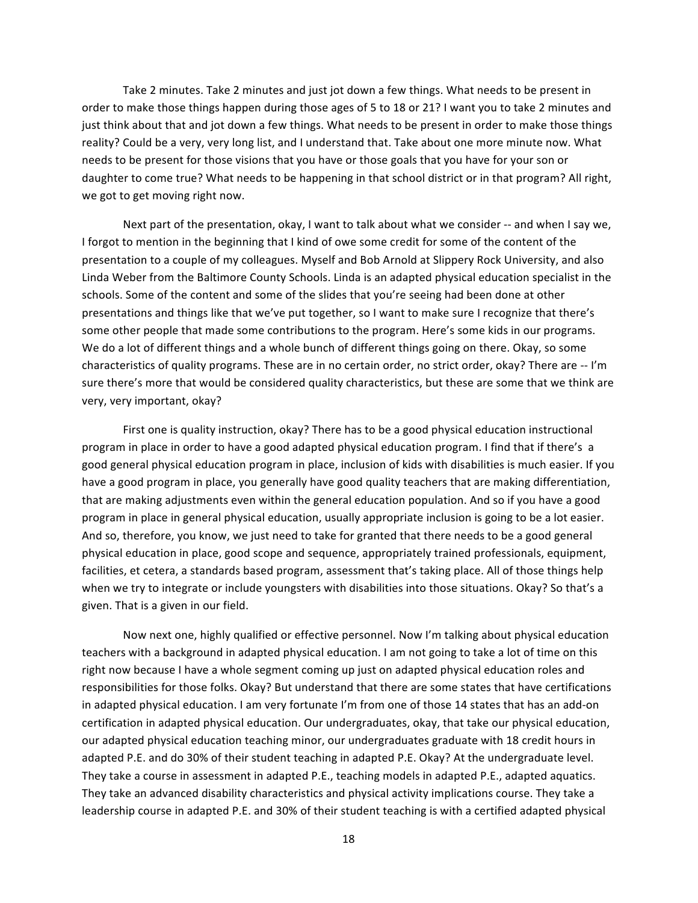Take 2 minutes. Take 2 minutes and just jot down a few things. What needs to be present in order to make those things happen during those ages of 5 to 18 or 21? I want you to take 2 minutes and just think about that and jot down a few things. What needs to be present in order to make those things reality? Could be a very, very long list, and I understand that. Take about one more minute now. What needs to be present for those visions that you have or those goals that you have for your son or daughter to come true? What needs to be happening in that school district or in that program? All right, we got to get moving right now.

Next part of the presentation, okay, I want to talk about what we consider -- and when I say we, I forgot to mention in the beginning that I kind of owe some credit for some of the content of the presentation to a couple of my colleagues. Myself and Bob Arnold at Slippery Rock University, and also Linda Weber from the Baltimore County Schools. Linda is an adapted physical education specialist in the schools. Some of the content and some of the slides that you're seeing had been done at other presentations and things like that we've put together, so I want to make sure I recognize that there's some other people that made some contributions to the program. Here's some kids in our programs. We do a lot of different things and a whole bunch of different things going on there. Okay, so some characteristics of quality programs. These are in no certain order, no strict order, okay? There are -- I'm sure there's more that would be considered quality characteristics, but these are some that we think are very, very important, okay?

First one is quality instruction, okay? There has to be a good physical education instructional program in place in order to have a good adapted physical education program. I find that if there's a good general physical education program in place, inclusion of kids with disabilities is much easier. If you have a good program in place, you generally have good quality teachers that are making differentiation, that are making adjustments even within the general education population. And so if you have a good program in place in general physical education, usually appropriate inclusion is going to be a lot easier. And so, therefore, you know, we just need to take for granted that there needs to be a good general physical education in place, good scope and sequence, appropriately trained professionals, equipment, facilities, et cetera, a standards based program, assessment that's taking place. All of those things help when we try to integrate or include youngsters with disabilities into those situations. Okay? So that's a given. That is a given in our field.

Now next one, highly qualified or effective personnel. Now I'm talking about physical education teachers with a background in adapted physical education. I am not going to take a lot of time on this right now because I have a whole segment coming up just on adapted physical education roles and responsibilities for those folks. Okay? But understand that there are some states that have certifications in adapted physical education. I am very fortunate I'm from one of those 14 states that has an add-on certification in adapted physical education. Our undergraduates, okay, that take our physical education, our adapted physical education teaching minor, our undergraduates graduate with 18 credit hours in adapted P.E. and do 30% of their student teaching in adapted P.E. Okay? At the undergraduate level. They take a course in assessment in adapted P.E., teaching models in adapted P.E., adapted aquatics. They take an advanced disability characteristics and physical activity implications course. They take a leadership course in adapted P.E. and 30% of their student teaching is with a certified adapted physical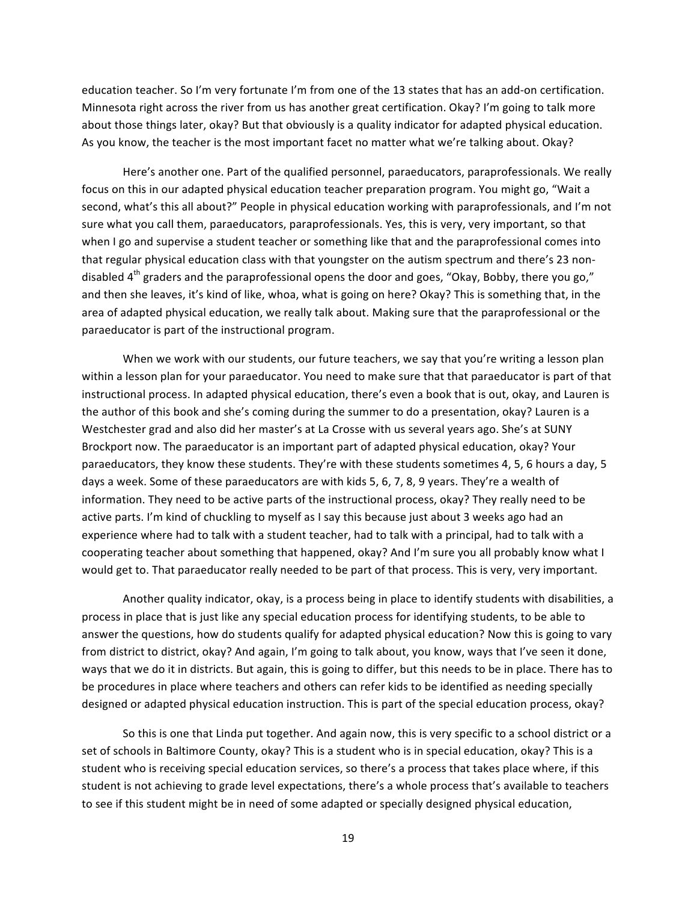education teacher. So I'm very fortunate I'm from one of the 13 states that has an add-on certification. Minnesota right across the river from us has another great certification. Okay? I'm going to talk more about those things later, okay? But that obviously is a quality indicator for adapted physical education. As you know, the teacher is the most important facet no matter what we're talking about. Okay?

Here's another one. Part of the qualified personnel, paraeducators, paraprofessionals. We really focus on this in our adapted physical education teacher preparation program. You might go, "Wait a second, what's this all about?" People in physical education working with paraprofessionals, and I'm not sure what you call them, paraeducators, paraprofessionals. Yes, this is very, very important, so that when I go and supervise a student teacher or something like that and the paraprofessional comes into that regular physical education class with that youngster on the autism spectrum and there's 23 non-disabled 4th graders and the paraprofessional opens the door and goes, "Okay, Bobby, there you go," and then she leaves, it's kind of like, whoa, what is going on here? Okay? This is something that, in the area of adapted physical education, we really talk about. Making sure that the paraprofessional or the paraeducator is part of the instructional program.

When we work with our students, our future teachers, we say that you're writing a lesson plan within a lesson plan for your paraeducator. You need to make sure that that paraeducator is part of that instructional process. In adapted physical education, there's even a book that is out, okay, and Lauren is the author of this book and she's coming during the summer to do a presentation, okay? Lauren is a Westchester grad and also did her master's at La Crosse with us several years ago. She's at SUNY Brockport now. The paraeducator is an important part of adapted physical education, okay? Your paraeducators, they know these students. They're with these students sometimes 4, 5, 6 hours a day, 5 days a week. Some of these paraeducators are with kids 5, 6, 7, 8, 9 years. They're a wealth of information. They need to be active parts of the instructional process, okay? They really need to be active parts. I'm kind of chuckling to myself as I say this because just about 3 weeks ago had an experience where had to talk with a student teacher, had to talk with a principal, had to talk with a cooperating teacher about something that happened, okay? And I'm sure you all probably know what I would get to. That paraeducator really needed to be part of that process. This is very, very important.

Another quality indicator, okay, is a process being in place to identify students with disabilities, a process in place that is just like any special education process for identifying students, to be able to answer the questions, how do students qualify for adapted physical education? Now this is going to vary from district to district, okay? And again, I'm going to talk about, you know, ways that I've seen it done, ways that we do it in districts. But again, this is going to differ, but this needs to be in place. There has to be procedures in place where teachers and others can refer kids to be identified as needing specially designed or adapted physical education instruction. This is part of the special education process, okay?

So this is one that Linda put together. And again now, this is very specific to a school district or a set of schools in Baltimore County, okay? This is a student who is in special education, okay? This is a student who is receiving special education services, so there's a process that takes place where, if this student is not achieving to grade level expectations, there's a whole process that's available to teachers to see if this student might be in need of some adapted or specially designed physical education,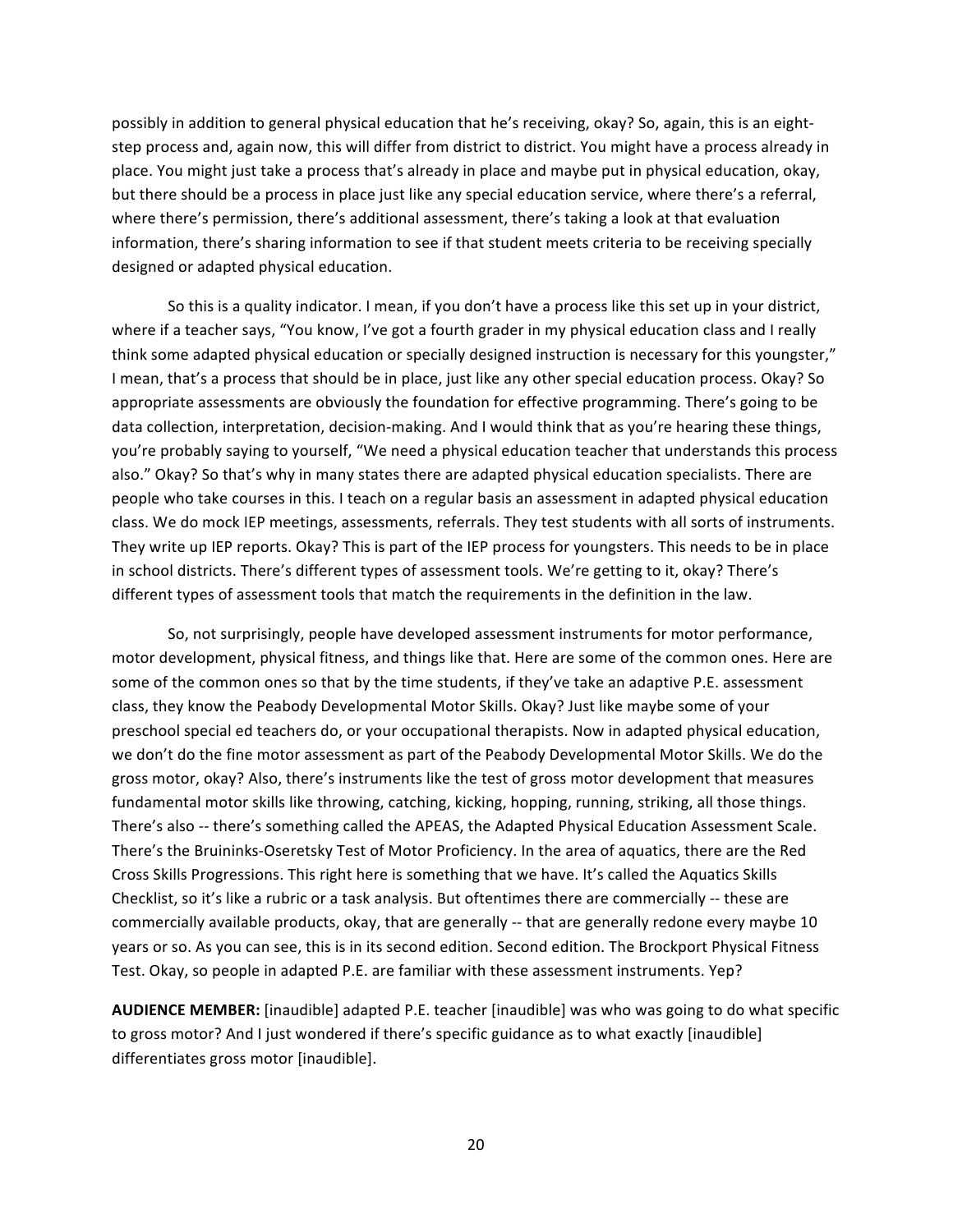possibly in addition to general physical education that he's receiving, okay? So, again, this is an eight-step process and, again now, this will differ from district to district. You might have a process already in place. You might just take a process that's already in place and maybe put in physical education, okay, but there should be a process in place just like any special education service, where there's a referral, where there's permission, there's additional assessment, there's taking a look at that evaluation information, there's sharing information to see if that student meets criteria to be receiving specially designed or adapted physical education.

So this is a quality indicator. I mean, if you don't have a process like this set up in your district, where if a teacher says, "You know, I've got a fourth grader in my physical education class and I really think some adapted physical education or specially designed instruction is necessary for this youngster," I mean, that's a process that should be in place, just like any other special education process. Okay? So appropriate assessments are obviously the foundation for effective programming. There's going to be data collection, interpretation, decision-making. And I would think that as you're hearing these things, you're probably saying to yourself, "We need a physical education teacher that understands this process also." Okay? So that's why in many states there are adapted physical education specialists. There are people who take courses in this. I teach on a regular basis an assessment in adapted physical education class. We do mock IEP meetings, assessments, referrals. They test students with all sorts of instruments. They write up IEP reports. Okay? This is part of the IEP process for youngsters. This needs to be in place in school districts. There's different types of assessment tools. We're getting to it, okay? There's different types of assessment tools that match the requirements in the definition in the law.

So, not surprisingly, people have developed assessment instruments for motor performance, motor development, physical fitness, and things like that. Here are some of the common ones. Here are some of the common ones so that by the time students, if they've take an adaptive P.E. assessment class, they know the Peabody Developmental Motor Skills. Okay? Just like maybe some of your preschool special ed teachers do, or your occupational therapists. Now in adapted physical education, we don't do the fine motor assessment as part of the Peabody Developmental Motor Skills. We do the gross motor, okay? Also, there's instruments like the test of gross motor development that measures fundamental motor skills like throwing, catching, kicking, hopping, running, striking, all those things. There's also -- there's something called the APEAS, the Adapted Physical Education Assessment Scale. There's the Bruininks-Oseretsky Test of Motor Proficiency. In the area of aquatics, there are the Red Cross Skills Progressions. This right here is something that we have. It's called the Aquatics Skills Checklist, so it's like a rubric or a task analysis. But oftentimes there are commercially -- these are commercially available products, okay, that are generally -- that are generally redone every maybe 10 years or so. As you can see, this is in its second edition. Second edition. The Brockport Physical Fitness Test. Okay, so people in adapted P.E. are familiar with these assessment instruments. Yep?

**AUDIENCE MEMBER:** [inaudible] adapted P.E. teacher [inaudible] was who was going to do what specific to gross motor? And I just wondered if there's specific guidance as to what exactly [inaudible] differentiates gross motor [inaudible].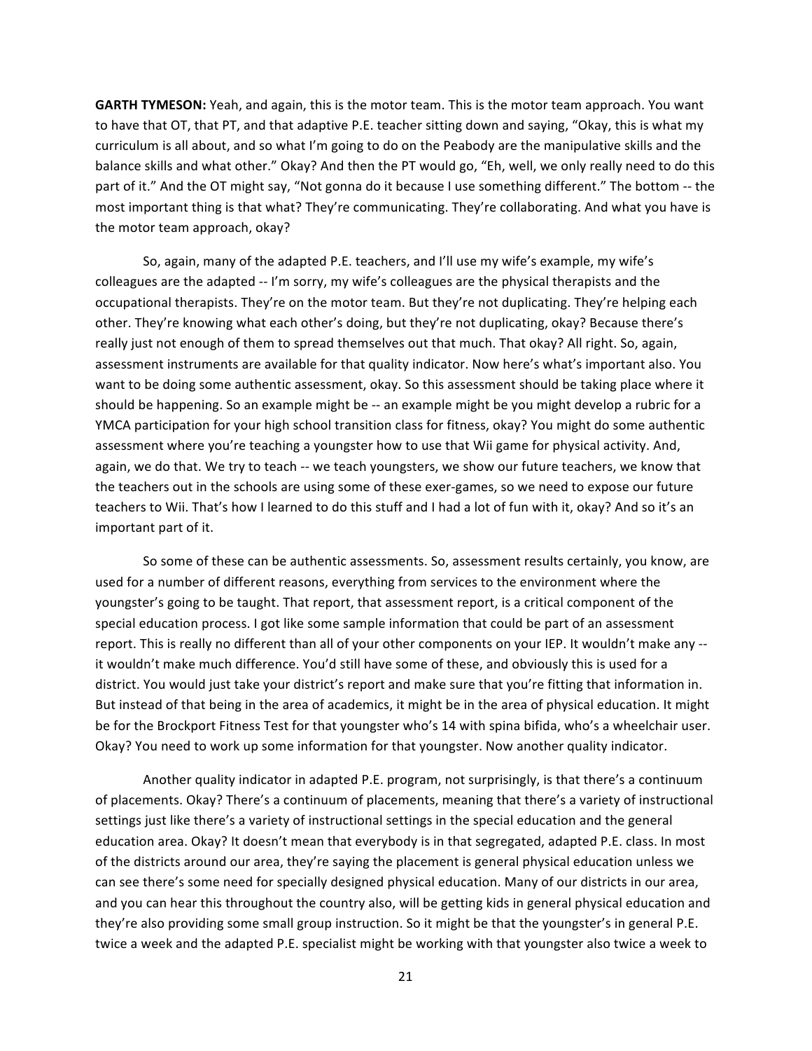**GARTH TYMESON:** Yeah, and again, this is the motor team. This is the motor team approach. You want to have that OT, that PT, and that adaptive P.E. teacher sitting down and saying, "Okay, this is what my curriculum is all about, and so what I'm going to do on the Peabody are the manipulative skills and the balance skills and what other." Okay? And then the PT would go, "Eh, well, we only really need to do this part of it." And the OT might say, "Not gonna do it because I use something different." The bottom -- the most important thing is that what? They're communicating. They're collaborating. And what you have is the motor team approach, okay?

So, again, many of the adapted P.E. teachers, and I'll use my wife's example, my wife's colleagues are the adapted -- I'm sorry, my wife's colleagues are the physical therapists and the occupational therapists. They're on the motor team. But they're not duplicating. They're helping each other. They're knowing what each other's doing, but they're not duplicating, okay? Because there's really just not enough of them to spread themselves out that much. That okay? All right. So, again, assessment instruments are available for that quality indicator. Now here's what's important also. You want to be doing some authentic assessment, okay. So this assessment should be taking place where it should be happening. So an example might be -- an example might be you might develop a rubric for a YMCA participation for your high school transition class for fitness, okay? You might do some authentic assessment where you're teaching a youngster how to use that Wii game for physical activity. And, again, we do that. We try to teach -- we teach youngsters, we show our future teachers, we know that the teachers out in the schools are using some of these exer-games, so we need to expose our future teachers to Wii. That's how I learned to do this stuff and I had a lot of fun with it, okay? And so it's an important part of it.

So some of these can be authentic assessments. So, assessment results certainly, you know, are used for a number of different reasons, everything from services to the environment where the youngster's going to be taught. That report, that assessment report, is a critical component of the special education process. I got like some sample information that could be part of an assessment report. This is really no different than all of your other components on your IEP. It wouldn't make any -- it wouldn't make much difference. You'd still have some of these, and obviously this is used for a district. You would just take your district's report and make sure that you're fitting that information in. But instead of that being in the area of academics, it might be in the area of physical education. It might be for the Brockport Fitness Test for that youngster who's 14 with spina bifida, who's a wheelchair user. Okay? You need to work up some information for that youngster. Now another quality indicator.

Another quality indicator in adapted P.E. program, not surprisingly, is that there's a continuum of placements. Okay? There's a continuum of placements, meaning that there's a variety of instructional settings just like there's a variety of instructional settings in the special education and the general education area. Okay? It doesn't mean that everybody is in that segregated, adapted P.E. class. In most of the districts around our area, they're saying the placement is general physical education unless we can see there's some need for specially designed physical education. Many of our districts in our area, and you can hear this throughout the country also, will be getting kids in general physical education and they're also providing some small group instruction. So it might be that the youngster's in general P.E. twice a week and the adapted P.E. specialist might be working with that youngster also twice a week to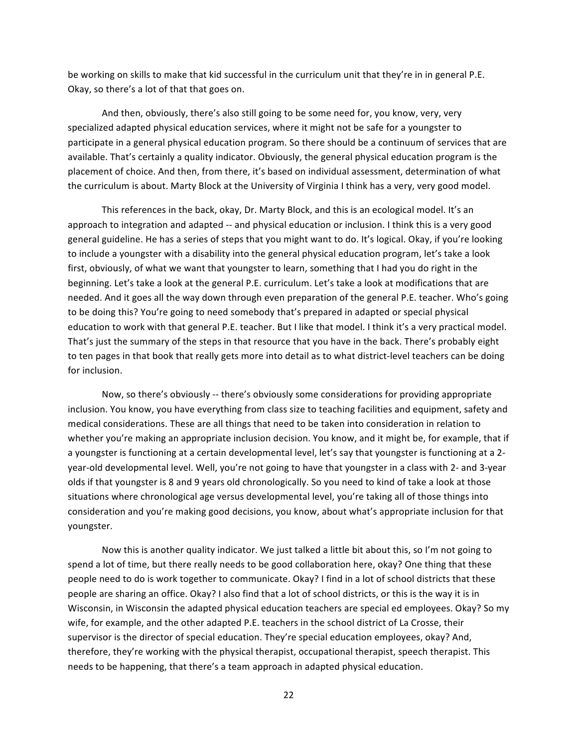be working on skills to make that kid successful in the curriculum unit that they're in in general P.E. Okay, so there's a lot of that that goes on.

And then, obviously, there's also still going to be some need for, you know, very, very specialized adapted physical education services, where it might not be safe for a youngster to participate in a general physical education program. So there should be a continuum of services that are available. That's certainly a quality indicator. Obviously, the general physical education program is the placement of choice. And then, from there, it's based on individual assessment, determination of what the curriculum is about. Marty Block at the University of Virginia I think has a very, very good model.

This references in the back, okay, Dr. Marty Block, and this is an ecological model. It's an approach to integration and adapted -- and physical education or inclusion. I think this is a very good general guideline. He has a series of steps that you might want to do. It's logical. Okay, if you're looking to include a youngster with a disability into the general physical education program, let's take a look first, obviously, of what we want that youngster to learn, something that I had you do right in the beginning. Let's take a look at the general P.E. curriculum. Let's take a look at modifications that are needed. And it goes all the way down through even preparation of the general P.E. teacher. Who's going to be doing this? You're going to need somebody that's prepared in adapted or special physical education to work with that general P.E. teacher. But I like that model. I think it's a very practical model. That's just the summary of the steps in that resource that you have in the back. There's probably eight to ten pages in that book that really gets more into detail as to what district-level teachers can be doing for inclusion.

Now, so there's obviously -- there's obviously some considerations for providing appropriate inclusion. You know, you have everything from class size to teaching facilities and equipment, safety and medical considerations. These are all things that need to be taken into consideration in relation to whether you're making an appropriate inclusion decision. You know, and it might be, for example, that if a youngster is functioning at a certain developmental level, let's say that youngster is functioning at a 2-year-old developmental level. Well, you're not going to have that youngster in a class with 2- and 3-year olds if that youngster is 8 and 9 years old chronologically. So you need to kind of take a look at those situations where chronological age versus developmental level, you're taking all of those things into consideration and you're making good decisions, you know, about what's appropriate inclusion for that youngster.

Now this is another quality indicator. We just talked a little bit about this, so I'm not going to spend a lot of time, but there really needs to be good collaboration here, okay? One thing that these people need to do is work together to communicate. Okay? I find in a lot of school districts that these people are sharing an office. Okay? I also find that a lot of school districts, or this is the way it is in Wisconsin, in Wisconsin the adapted physical education teachers are special ed employees. Okay? So my wife, for example, and the other adapted P.E. teachers in the school district of La Crosse, their supervisor is the director of special education. They're special education employees, okay? And, therefore, they're working with the physical therapist, occupational therapist, speech therapist. This needs to be happening, that there's a team approach in adapted physical education.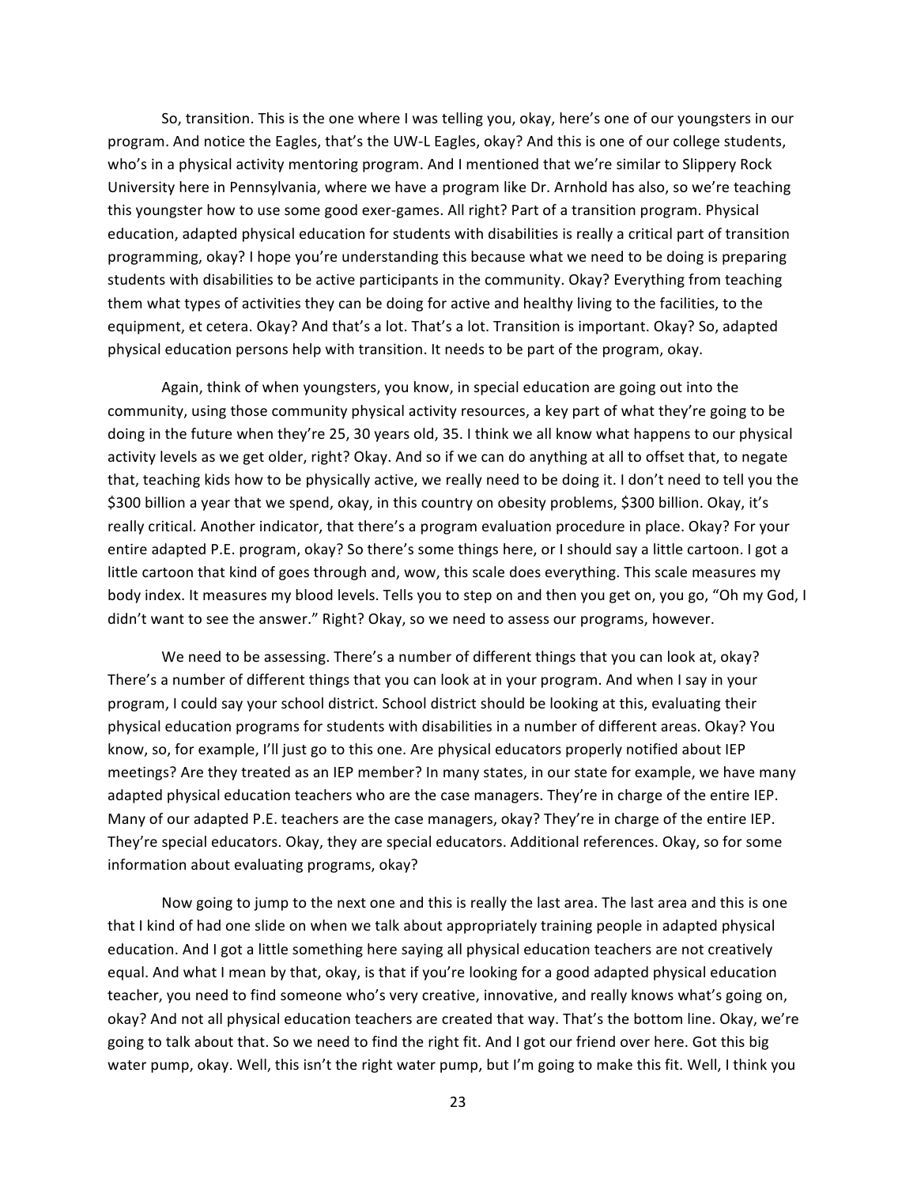So, transition. This is the one where I was telling you, okay, here's one of our youngsters in our program. And notice the Eagles, that's the UW-L Eagles, okay? And this is one of our college students, who's in a physical activity mentoring program. And I mentioned that we're similar to Slippery Rock University here in Pennsylvania, where we have a program like Dr. Arnhold has also, so we're teaching this youngster how to use some good exer-games. All right? Part of a transition program. Physical education, adapted physical education for students with disabilities is really a critical part of transition programming, okay? I hope you're understanding this because what we need to be doing is preparing students with disabilities to be active participants in the community. Okay? Everything from teaching them what types of activities they can be doing for active and healthy living to the facilities, to the equipment, et cetera. Okay? And that's a lot. That's a lot. Transition is important. Okay? So, adapted physical education persons help with transition. It needs to be part of the program, okay.

Again, think of when youngsters, you know, in special education are going out into the community, using those community physical activity resources, a key part of what they're going to be doing in the future when they're 25, 30 years old, 35. I think we all know what happens to our physical activity levels as we get older, right? Okay. And so if we can do anything at all to offset that, to negate that, teaching kids how to be physically active, we really need to be doing it. I don't need to tell you the $300 billion a year that we spend, okay, in this country on obesity problems, $300 billion. Okay, it's really critical. Another indicator, that there's a program evaluation procedure in place. Okay? For your entire adapted P.E. program, okay? So there's some things here, or I should say a little cartoon. I got a little cartoon that kind of goes through and, wow, this scale does everything. This scale measures my body index. It measures my blood levels. Tells you to step on and then you get on, you go, "Oh my God, I didn't want to see the answer." Right? Okay, so we need to assess our programs, however.

We need to be assessing. There's a number of different things that you can look at, okay? There's a number of different things that you can look at in your program. And when I say in your program, I could say your school district. School district should be looking at this, evaluating their physical education programs for students with disabilities in a number of different areas. Okay? You know, so, for example, I'll just go to this one. Are physical educators properly notified about IEP meetings? Are they treated as an IEP member? In many states, in our state for example, we have many adapted physical education teachers who are the case managers. They're in charge of the entire IEP. Many of our adapted P.E. teachers are the case managers, okay? They're in charge of the entire IEP. They're special educators. Okay, they are special educators. Additional references. Okay, so for some information about evaluating programs, okay?

Now going to jump to the next one and this is really the last area. The last area and this is one that I kind of had one slide on when we talk about appropriately training people in adapted physical education. And I got a little something here saying all physical education teachers are not creatively equal. And what I mean by that, okay, is that if you're looking for a good adapted physical education teacher, you need to find someone who's very creative, innovative, and really knows what's going on, okay? And not all physical education teachers are created that way. That's the bottom line. Okay, we're going to talk about that. So we need to find the right fit. And I got our friend over here. Got this big water pump, okay. Well, this isn't the right water pump, but I'm going to make this fit. Well, I think you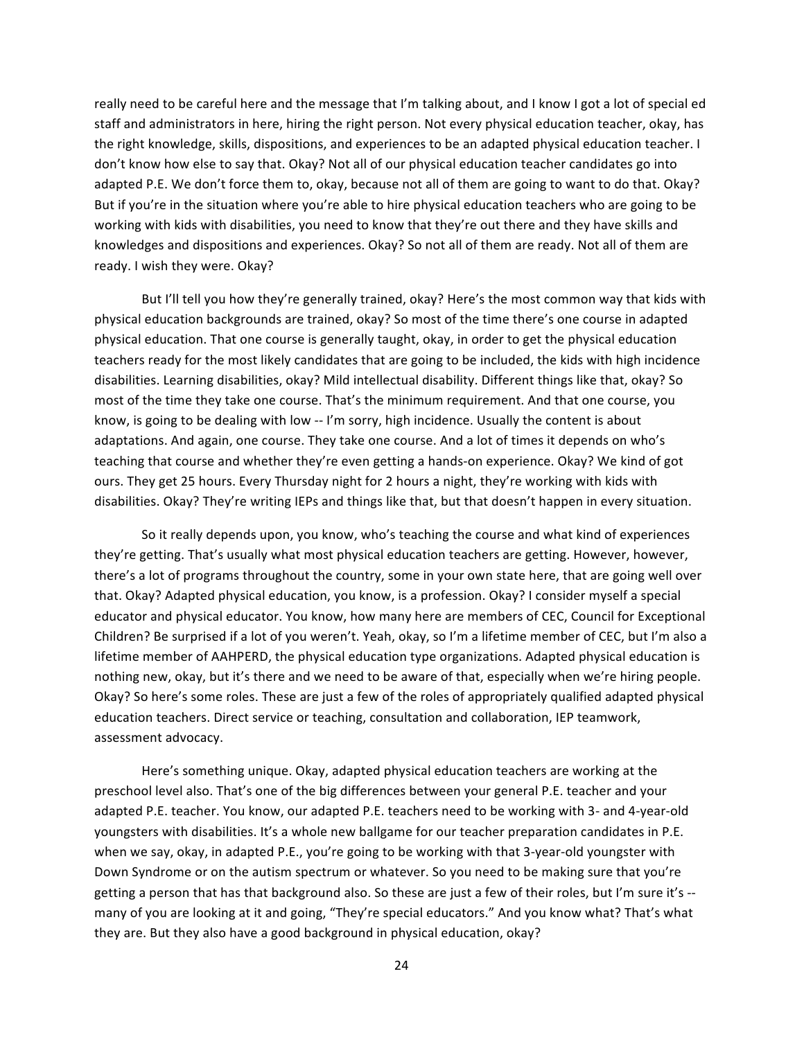really need to be careful here and the message that I'm talking about, and I know I got a lot of special ed staff and administrators in here, hiring the right person. Not every physical education teacher, okay, has the right knowledge, skills, dispositions, and experiences to be an adapted physical education teacher. I don't know how else to say that. Okay? Not all of our physical education teacher candidates go into adapted P.E. We don't force them to, okay, because not all of them are going to want to do that. Okay? But if you're in the situation where you're able to hire physical education teachers who are going to be working with kids with disabilities, you need to know that they're out there and they have skills and knowledges and dispositions and experiences. Okay? So not all of them are ready. Not all of them are ready. I wish they were. Okay?

But I'll tell you how they're generally trained, okay? Here's the most common way that kids with physical education backgrounds are trained, okay? So most of the time there's one course in adapted physical education. That one course is generally taught, okay, in order to get the physical education teachers ready for the most likely candidates that are going to be included, the kids with high incidence disabilities. Learning disabilities, okay? Mild intellectual disability. Different things like that, okay? So most of the time they take one course. That's the minimum requirement. And that one course, you know, is going to be dealing with low -- I'm sorry, high incidence. Usually the content is about adaptations. And again, one course. They take one course. And a lot of times it depends on who's teaching that course and whether they're even getting a hands-on experience. Okay? We kind of got ours. They get 25 hours. Every Thursday night for 2 hours a night, they're working with kids with disabilities. Okay? They're writing IEPs and things like that, but that doesn't happen in every situation.

So it really depends upon, you know, who's teaching the course and what kind of experiences they're getting. That's usually what most physical education teachers are getting. However, however, there's a lot of programs throughout the country, some in your own state here, that are going well over that. Okay? Adapted physical education, you know, is a profession. Okay? I consider myself a special educator and physical educator. You know, how many here are members of CEC, Council for Exceptional Children? Be surprised if a lot of you weren't. Yeah, okay, so I'm a lifetime member of CEC, but I'm also a lifetime member of AAHPERD, the physical education type organizations. Adapted physical education is nothing new, okay, but it's there and we need to be aware of that, especially when we're hiring people. Okay? So here's some roles. These are just a few of the roles of appropriately qualified adapted physical education teachers. Direct service or teaching, consultation and collaboration, IEP teamwork, assessment advocacy.

Here's something unique. Okay, adapted physical education teachers are working at the preschool level also. That's one of the big differences between your general P.E. teacher and your adapted P.E. teacher. You know, our adapted P.E. teachers need to be working with 3- and 4-year-old youngsters with disabilities. It's a whole new ballgame for our teacher preparation candidates in P.E. when we say, okay, in adapted P.E., you're going to be working with that 3-year-old youngster with Down Syndrome or on the autism spectrum or whatever. So you need to be making sure that you're getting a person that has that background also. So these are just a few of their roles, but I'm sure it's -- many of you are looking at it and going, "They're special educators." And you know what? That's what they are. But they also have a good background in physical education, okay?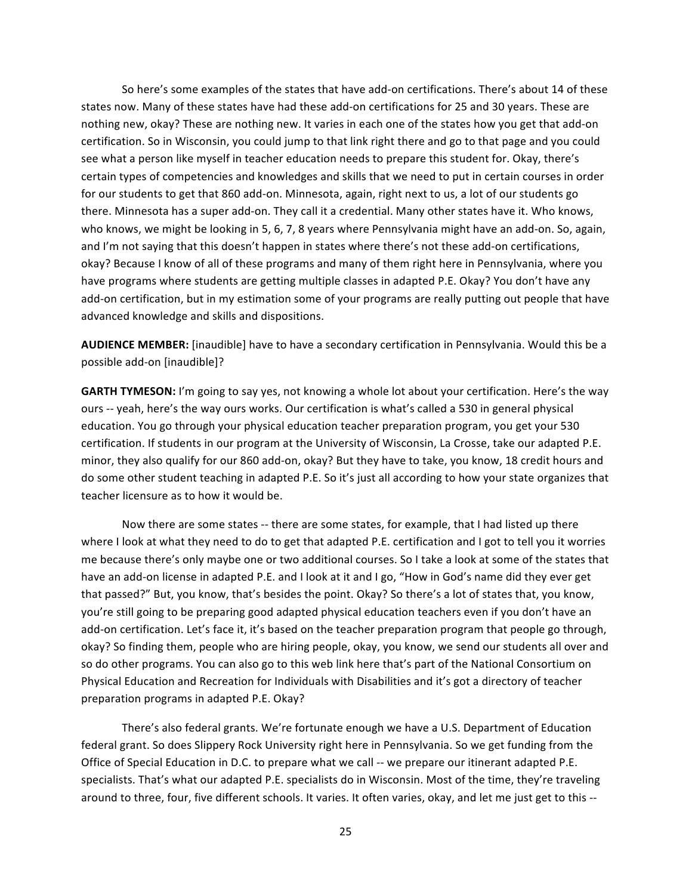So here's some examples of the states that have add-on certifications. There's about 14 of these states now. Many of these states have had these add-on certifications for 25 and 30 years. These are nothing new, okay? These are nothing new. It varies in each one of the states how you get that add-on certification. So in Wisconsin, you could jump to that link right there and go to that page and you could see what a person like myself in teacher education needs to prepare this student for. Okay, there's certain types of competencies and knowledges and skills that we need to put in certain courses in order for our students to get that 860 add-on. Minnesota, again, right next to us, a lot of our students go there. Minnesota has a super add-on. They call it a credential. Many other states have it. Who knows, who knows, we might be looking in 5, 6, 7, 8 years where Pennsylvania might have an add-on. So, again, and I'm not saying that this doesn't happen in states where there's not these add-on certifications, okay? Because I know of all of these programs and many of them right here in Pennsylvania, where you have programs where students are getting multiple classes in adapted P.E. Okay? You don't have any add-on certification, but in my estimation some of your programs are really putting out people that have advanced knowledge and skills and dispositions.

**AUDIENCE MEMBER:** [inaudible] have to have a secondary certification in Pennsylvania. Would this be a possible add-on [inaudible]?

**GARTH TYMESON:** I'm going to say yes, not knowing a whole lot about your certification. Here's the way ours -- yeah, here's the way ours works. Our certification is what's called a 530 in general physical education. You go through your physical education teacher preparation program, you get your 530 certification. If students in our program at the University of Wisconsin, La Crosse, take our adapted P.E. minor, they also qualify for our 860 add-on, okay? But they have to take, you know, 18 credit hours and do some other student teaching in adapted P.E. So it's just all according to how your state organizes that teacher licensure as to how it would be.

Now there are some states -- there are some states, for example, that I had listed up there where I look at what they need to do to get that adapted P.E. certification and I got to tell you it worries me because there's only maybe one or two additional courses. So I take a look at some of the states that have an add-on license in adapted P.E. and I look at it and I go, "How in God's name did they ever get that passed?" But, you know, that's besides the point. Okay? So there's a lot of states that, you know, you're still going to be preparing good adapted physical education teachers even if you don't have an add-on certification. Let's face it, it's based on the teacher preparation program that people go through, okay? So finding them, people who are hiring people, okay, you know, we send our students all over and so do other programs. You can also go to this web link here that's part of the National Consortium on Physical Education and Recreation for Individuals with Disabilities and it's got a directory of teacher preparation programs in adapted P.E. Okay?

There's also federal grants. We're fortunate enough we have a U.S. Department of Education federal grant. So does Slippery Rock University right here in Pennsylvania. So we get funding from the Office of Special Education in D.C. to prepare what we call -- we prepare our itinerant adapted P.E. specialists. That's what our adapted P.E. specialists do in Wisconsin. Most of the time, they're traveling around to three, four, five different schools. It varies. It often varies, okay, and let me just get to this --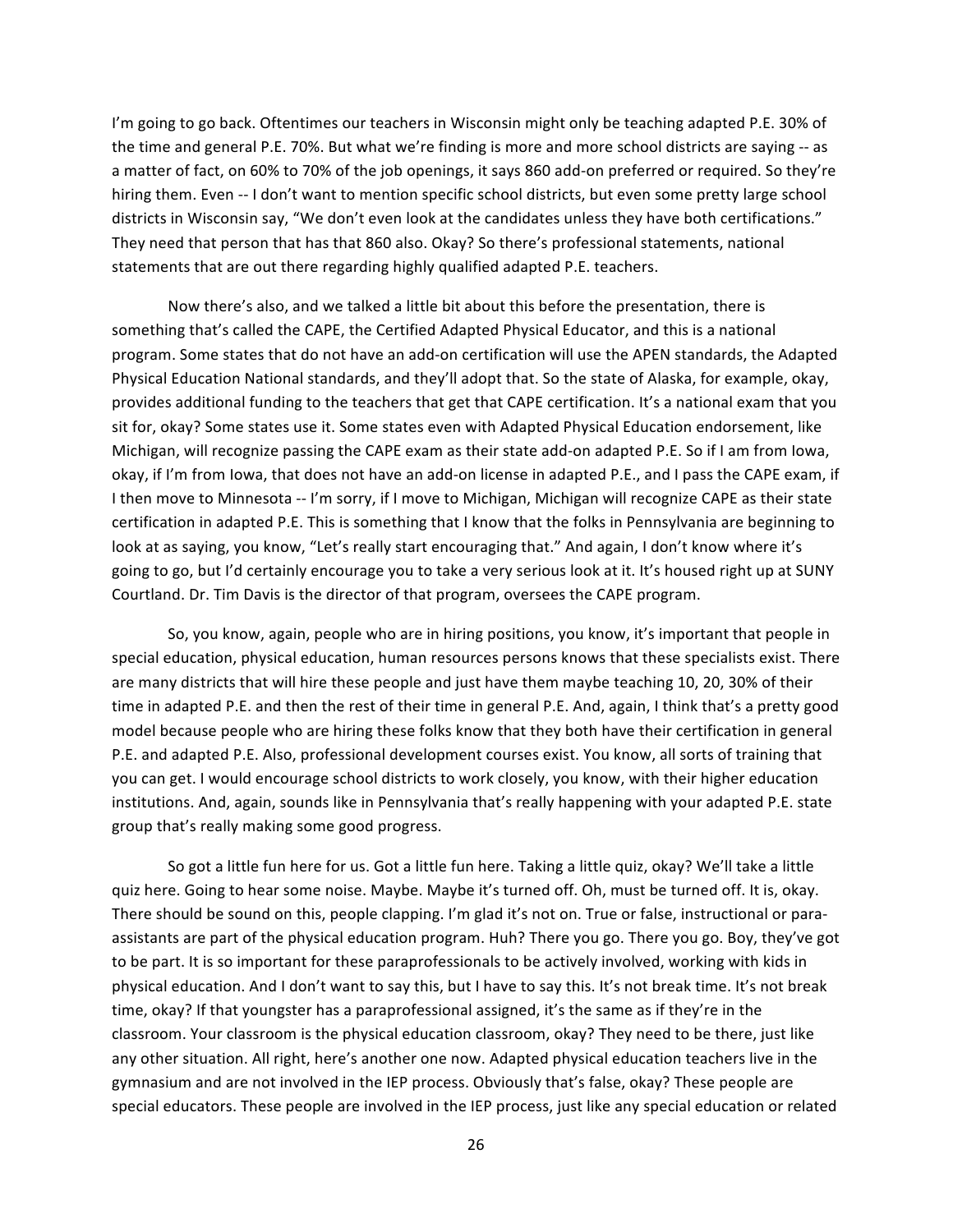I'm going to go back. Oftentimes our teachers in Wisconsin might only be teaching adapted P.E. 30% of the time and general P.E. 70%. But what we're finding is more and more school districts are saying -- as a matter of fact, on 60% to 70% of the job openings, it says 860 add-on preferred or required. So they're hiring them. Even -- I don't want to mention specific school districts, but even some pretty large school districts in Wisconsin say, "We don't even look at the candidates unless they have both certifications." They need that person that has that 860 also. Okay? So there's professional statements, national statements that are out there regarding highly qualified adapted P.E. teachers.

Now there's also, and we talked a little bit about this before the presentation, there is something that's called the CAPE, the Certified Adapted Physical Educator, and this is a national program. Some states that do not have an add-on certification will use the APEN standards, the Adapted Physical Education National standards, and they'll adopt that. So the state of Alaska, for example, okay, provides additional funding to the teachers that get that CAPE certification. It's a national exam that you sit for, okay? Some states use it. Some states even with Adapted Physical Education endorsement, like Michigan, will recognize passing the CAPE exam as their state add-on adapted P.E. So if I am from Iowa, okay, if I'm from Iowa, that does not have an add-on license in adapted P.E., and I pass the CAPE exam, if I then move to Minnesota -- I'm sorry, if I move to Michigan, Michigan will recognize CAPE as their state certification in adapted P.E. This is something that I know that the folks in Pennsylvania are beginning to look at as saying, you know, "Let's really start encouraging that." And again, I don't know where it's going to go, but I'd certainly encourage you to take a very serious look at it. It's housed right up at SUNY Courtland. Dr. Tim Davis is the director of that program, oversees the CAPE program.

So, you know, again, people who are in hiring positions, you know, it's important that people in special education, physical education, human resources persons knows that these specialists exist. There are many districts that will hire these people and just have them maybe teaching 10, 20, 30% of their time in adapted P.E. and then the rest of their time in general P.E. And, again, I think that's a pretty good model because people who are hiring these folks know that they both have their certification in general P.E. and adapted P.E. Also, professional development courses exist. You know, all sorts of training that you can get. I would encourage school districts to work closely, you know, with their higher education institutions. And, again, sounds like in Pennsylvania that's really happening with your adapted P.E. state group that's really making some good progress.

So got a little fun here for us. Got a little fun here. Taking a little quiz, okay? We'll take a little quiz here. Going to hear some noise. Maybe. Maybe it's turned off. Oh, must be turned off. It is, okay. There should be sound on this, people clapping. I'm glad it's not on. True or false, instructional or para-assistants are part of the physical education program. Huh? There you go. There you go. Boy, they've got to be part. It is so important for these paraprofessionals to be actively involved, working with kids in physical education. And I don't want to say this, but I have to say this. It's not break time. It's not break time, okay? If that youngster has a paraprofessional assigned, it's the same as if they're in the classroom. Your classroom is the physical education classroom, okay? They need to be there, just like any other situation. All right, here's another one now. Adapted physical education teachers live in the gymnasium and are not involved in the IEP process. Obviously that's false, okay? These people are special educators. These people are involved in the IEP process, just like any special education or related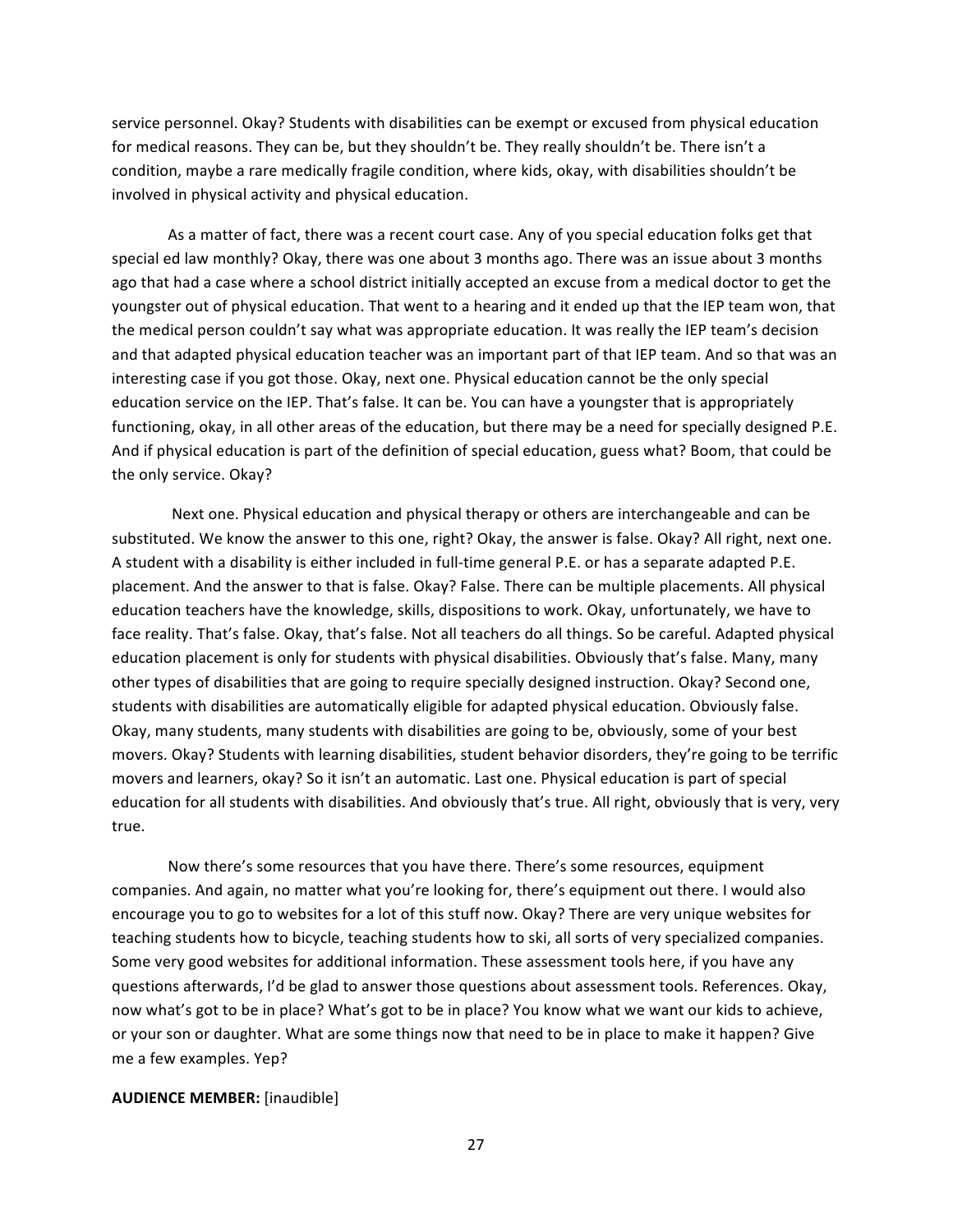service personnel. Okay? Students with disabilities can be exempt or excused from physical education for medical reasons. They can be, but they shouldn't be. They really shouldn't be. There isn't a condition, maybe a rare medically fragile condition, where kids, okay, with disabilities shouldn't be involved in physical activity and physical education.

As a matter of fact, there was a recent court case. Any of you special education folks get that special ed law monthly? Okay, there was one about 3 months ago. There was an issue about 3 months ago that had a case where a school district initially accepted an excuse from a medical doctor to get the youngster out of physical education. That went to a hearing and it ended up that the IEP team won, that the medical person couldn't say what was appropriate education. It was really the IEP team's decision and that adapted physical education teacher was an important part of that IEP team. And so that was an interesting case if you got those. Okay, next one. Physical education cannot be the only special education service on the IEP. That's false. It can be. You can have a youngster that is appropriately functioning, okay, in all other areas of the education, but there may be a need for specially designed P.E. And if physical education is part of the definition of special education, guess what? Boom, that could be the only service. Okay?

Next one. Physical education and physical therapy or others are interchangeable and can be substituted. We know the answer to this one, right? Okay, the answer is false. Okay? All right, next one. A student with a disability is either included in full-time general P.E. or has a separate adapted P.E. placement. And the answer to that is false. Okay? False. There can be multiple placements. All physical education teachers have the knowledge, skills, dispositions to work. Okay, unfortunately, we have to face reality. That's false. Okay, that's false. Not all teachers do all things. So be careful. Adapted physical education placement is only for students with physical disabilities. Obviously that's false. Many, many other types of disabilities that are going to require specially designed instruction. Okay? Second one, students with disabilities are automatically eligible for adapted physical education. Obviously false. Okay, many students, many students with disabilities are going to be, obviously, some of your best movers. Okay? Students with learning disabilities, student behavior disorders, they're going to be terrific movers and learners, okay? So it isn't an automatic. Last one. Physical education is part of special education for all students with disabilities. And obviously that's true. All right, obviously that is very, very true.

Now there's some resources that you have there. There's some resources, equipment companies. And again, no matter what you're looking for, there's equipment out there. I would also encourage you to go to websites for a lot of this stuff now. Okay? There are very unique websites for teaching students how to bicycle, teaching students how to ski, all sorts of very specialized companies. Some very good websites for additional information. These assessment tools here, if you have any questions afterwards, I'd be glad to answer those questions about assessment tools. References. Okay, now what's got to be in place? What's got to be in place? You know what we want our kids to achieve, or your son or daughter. What are some things now that need to be in place to make it happen? Give me a few examples. Yep?

**AUDIENCE MEMBER:** [inaudible]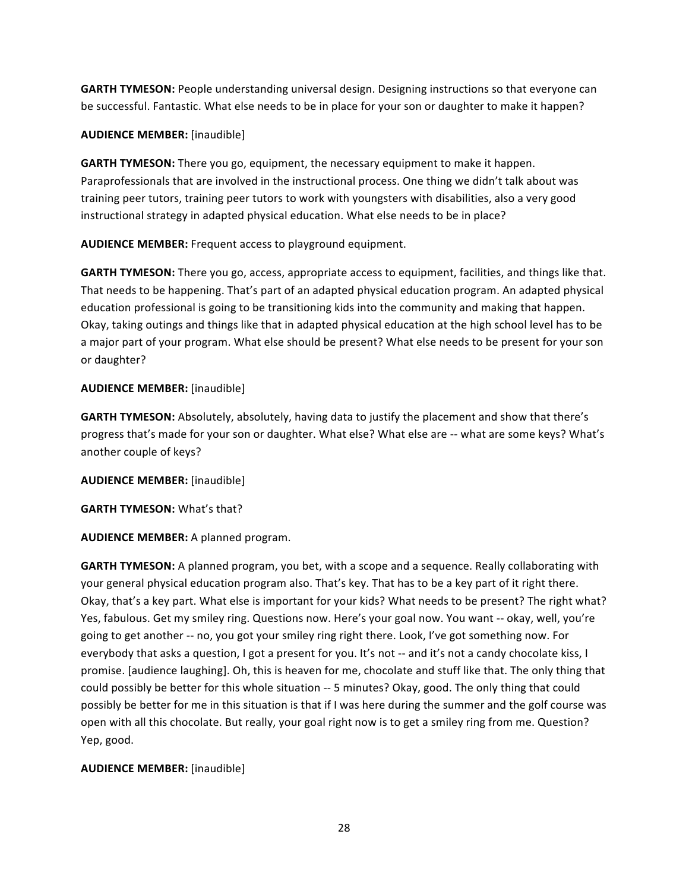**GARTH TYMESON:** People understanding universal design. Designing instructions so that everyone can be successful. Fantastic. What else needs to be in place for your son or daughter to make it happen?

**AUDIENCE MEMBER:** [inaudible]

**GARTH TYMESON:** There you go, equipment, the necessary equipment to make it happen. Paraprofessionals that are involved in the instructional process. One thing we didn't talk about was training peer tutors, training peer tutors to work with youngsters with disabilities, also a very good instructional strategy in adapted physical education. What else needs to be in place?

**AUDIENCE MEMBER:** Frequent access to playground equipment.

**GARTH TYMESON:** There you go, access, appropriate access to equipment, facilities, and things like that. That needs to be happening. That's part of an adapted physical education program. An adapted physical education professional is going to be transitioning kids into the community and making that happen. Okay, taking outings and things like that in adapted physical education at the high school level has to be a major part of your program. What else should be present? What else needs to be present for your son or daughter?

**AUDIENCE MEMBER:** [inaudible]

**GARTH TYMESON:** Absolutely, absolutely, having data to justify the placement and show that there's progress that's made for your son or daughter. What else? What else are -- what are some keys? What's another couple of keys?

**AUDIENCE MEMBER:** [inaudible]

**GARTH TYMESON:** What's that?

**AUDIENCE MEMBER:** A planned program.

**GARTH TYMESON:** A planned program, you bet, with a scope and a sequence. Really collaborating with your general physical education program also. That's key. That has to be a key part of it right there. Okay, that's a key part. What else is important for your kids? What needs to be present? The right what? Yes, fabulous. Get my smiley ring. Questions now. Here's your goal now. You want -- okay, well, you're going to get another -- no, you got your smiley ring right there. Look, I've got something now. For everybody that asks a question, I got a present for you. It's not -- and it's not a candy chocolate kiss, I promise. [audience laughing]. Oh, this is heaven for me, chocolate and stuff like that. The only thing that could possibly be better for this whole situation -- 5 minutes? Okay, good. The only thing that could possibly be better for me in this situation is that if I was here during the summer and the golf course was open with all this chocolate. But really, your goal right now is to get a smiley ring from me. Question? Yep, good.

**AUDIENCE MEMBER:** [inaudible]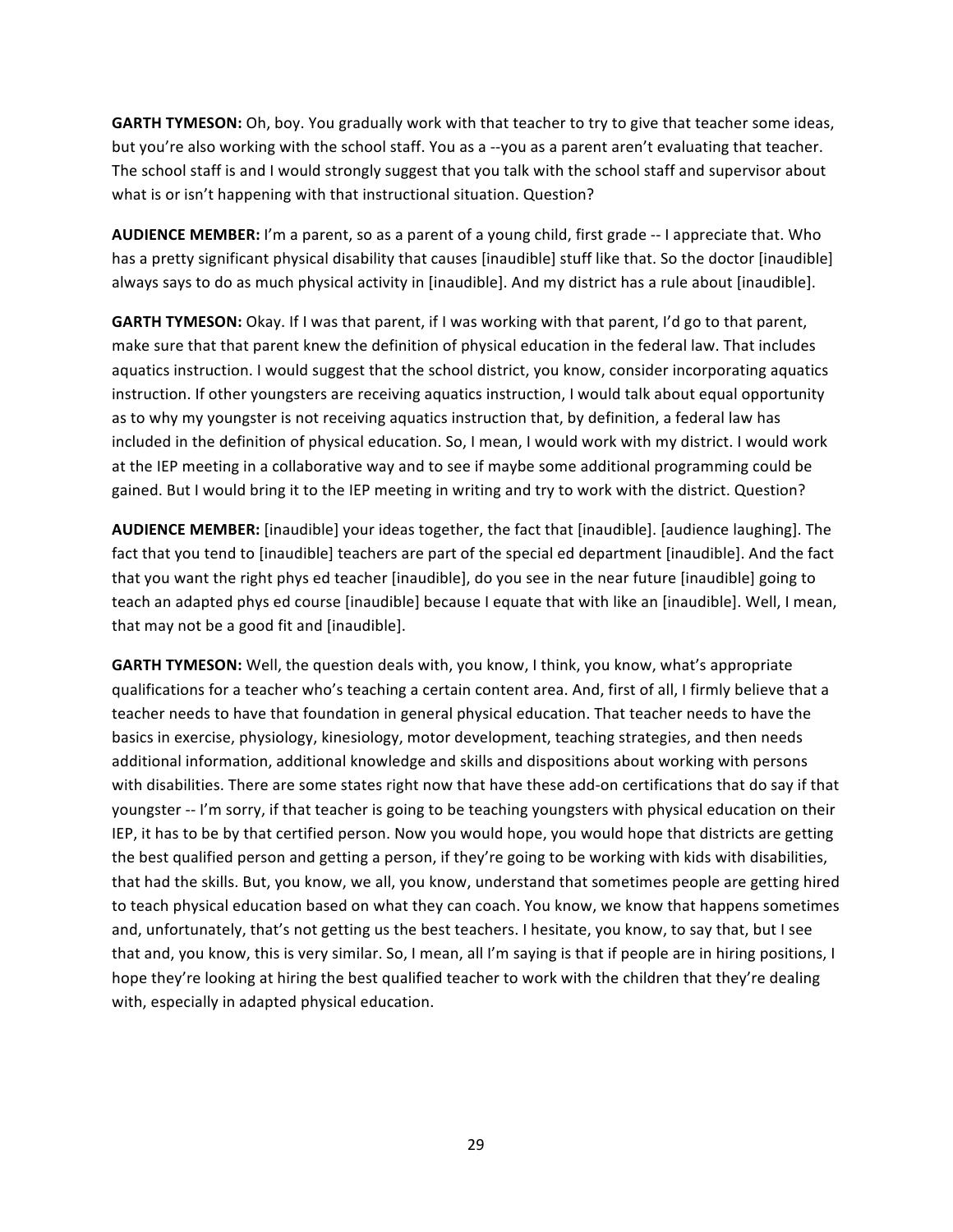**GARTH TYMESON:** Oh, boy. You gradually work with that teacher to try to give that teacher some ideas, but you're also working with the school staff. You as a --you as a parent aren't evaluating that teacher. The school staff is and I would strongly suggest that you talk with the school staff and supervisor about what is or isn't happening with that instructional situation. Question?

**AUDIENCE MEMBER:** I'm a parent, so as a parent of a young child, first grade -- I appreciate that. Who has a pretty significant physical disability that causes [inaudible] stuff like that. So the doctor [inaudible] always says to do as much physical activity in [inaudible]. And my district has a rule about [inaudible].

**GARTH TYMESON:** Okay. If I was that parent, if I was working with that parent, I'd go to that parent, make sure that that parent knew the definition of physical education in the federal law. That includes aquatics instruction. I would suggest that the school district, you know, consider incorporating aquatics instruction. If other youngsters are receiving aquatics instruction, I would talk about equal opportunity as to why my youngster is not receiving aquatics instruction that, by definition, a federal law has included in the definition of physical education. So, I mean, I would work with my district. I would work at the IEP meeting in a collaborative way and to see if maybe some additional programming could be gained. But I would bring it to the IEP meeting in writing and try to work with the district. Question?

**AUDIENCE MEMBER:** [inaudible] your ideas together, the fact that [inaudible]. [audience laughing]. The fact that you tend to [inaudible] teachers are part of the special ed department [inaudible]. And the fact that you want the right phys ed teacher [inaudible], do you see in the near future [inaudible] going to teach an adapted phys ed course [inaudible] because I equate that with like an [inaudible]. Well, I mean, that may not be a good fit and [inaudible].

**GARTH TYMESON:** Well, the question deals with, you know, I think, you know, what's appropriate qualifications for a teacher who's teaching a certain content area. And, first of all, I firmly believe that a teacher needs to have that foundation in general physical education. That teacher needs to have the basics in exercise, physiology, kinesiology, motor development, teaching strategies, and then needs additional information, additional knowledge and skills and dispositions about working with persons with disabilities. There are some states right now that have these add-on certifications that do say if that youngster -- I'm sorry, if that teacher is going to be teaching youngsters with physical education on their IEP, it has to be by that certified person. Now you would hope, you would hope that districts are getting the best qualified person and getting a person, if they're going to be working with kids with disabilities, that had the skills. But, you know, we all, you know, understand that sometimes people are getting hired to teach physical education based on what they can coach. You know, we know that happens sometimes and, unfortunately, that's not getting us the best teachers. I hesitate, you know, to say that, but I see that and, you know, this is very similar. So, I mean, all I'm saying is that if people are in hiring positions, I hope they're looking at hiring the best qualified teacher to work with the children that they're dealing with, especially in adapted physical education.